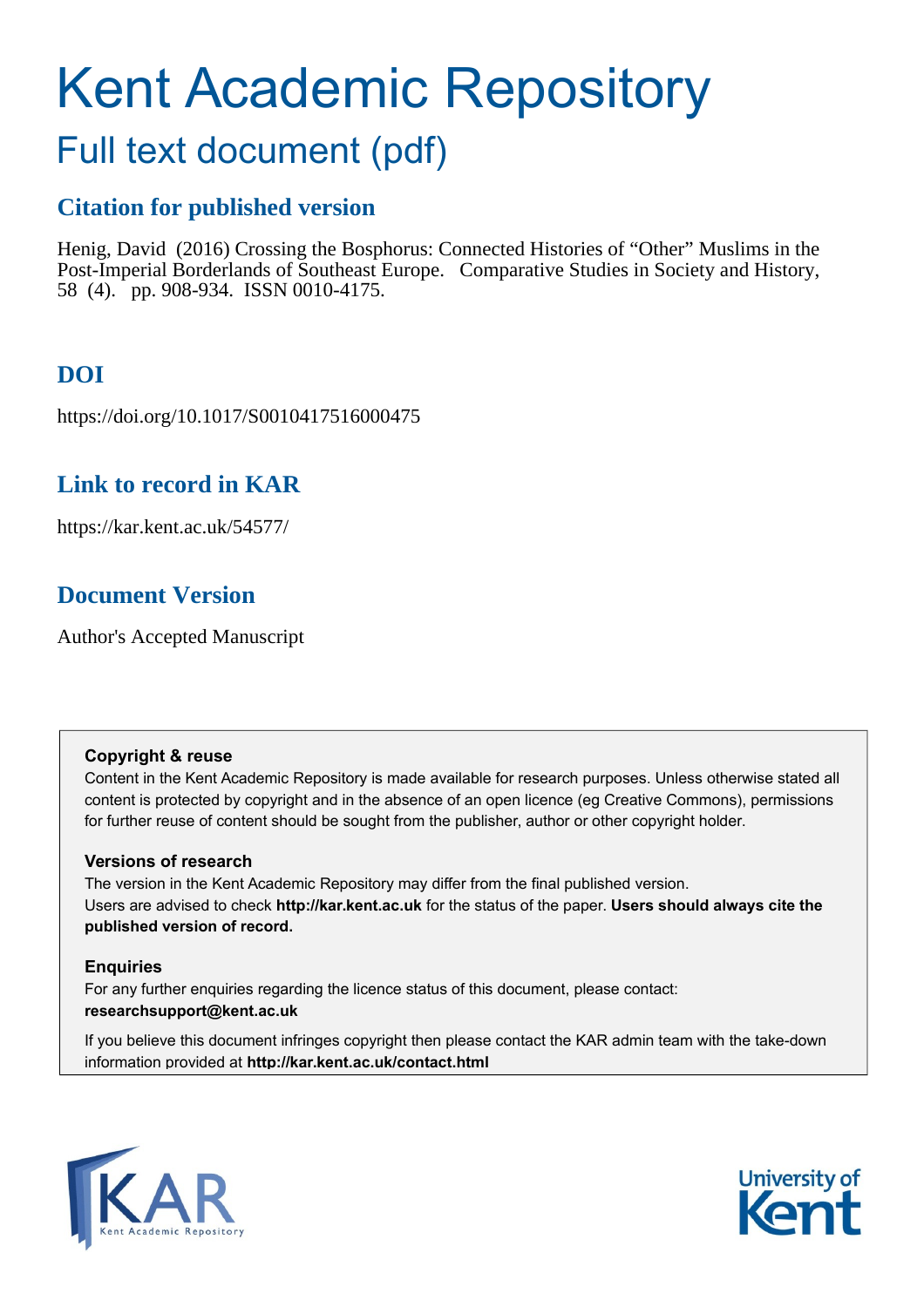# Kent Academic Repository

## Full text document (pdf)

### Citation for published version

Henig, David (2016) Crossing the Bosphorus: Connected Histories of "Other" Muslims in the Post-Imperial Borderlands of Southeast Europe. Comparative Studies in Society and History, 58 (4). pp. 908-934. ISSN 0010-4175.

### DOI

https://doi.org/10.1017/S0010417516000475

### Link to record in KAR

https://kar.kent.ac.uk/54577/

### Document Version

Author's Accepted Manuscript

---

**Copyright & reuse**

Content in the Kent Academic Repository is made available for research purposes. Unless otherwise stated all content is protected by copyright and in the absence of an open licence (eg Creative Commons), permissions for further reuse of content should be sought from the publisher, author or other copyright holder.

**Versions of research**

The version in the Kent Academic Repository may differ from the final published version. Users are advised to check **http://kar.kent.ac.uk** for the status of the paper. **Users should always cite the published version of record.**

**Enquiries**

For any further enquiries regarding the licence status of this document, please contact: **researchsupport@kent.ac.uk**

If you believe this document infringes copyright then please contact the KAR admin team with the take-down information provided at **http://kar.kent.ac.uk/contact.html**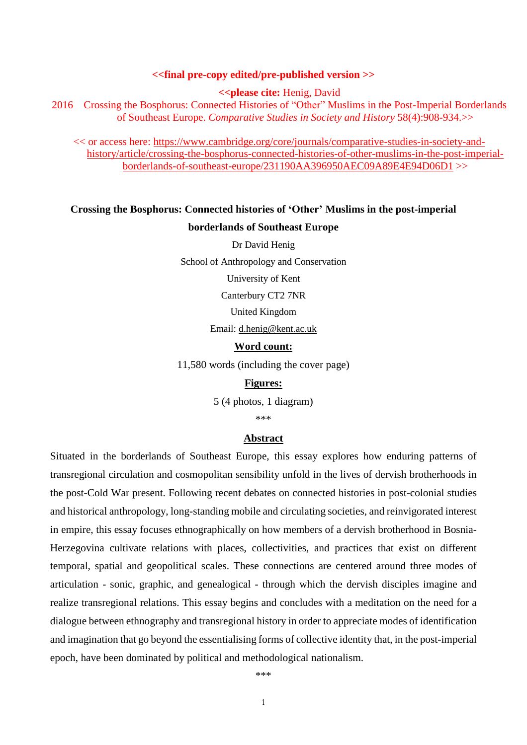**<<final pre-copy edited/pre-published version >>**

**<<please cite:** Henig, David

2016 Crossing the Bosphorus: Connected Histories of "Other" Muslims in the Post-Imperial Borderlands of Southeast Europe. *Comparative Studies in Society and History* 58(4):908-934.>>

<< or access here: https://www.cambridge.org/core/journals/comparative-studies-in-society-and-history/article/crossing-the-bosphorus-connected-histories-of-other-muslims-in-the-post-imperial-borderlands-of-southeast-europe/231190AA396950AEC09A89E4E94D06D1 >>

# Crossing the Bosphorus: Connected histories of 'Other' Muslims in the post-imperial borderlands of Southeast Europe

Dr David Henig

School of Anthropology and Conservation

University of Kent

Canterbury CT2 7NR

United Kingdom

Email: d.henig@kent.ac.uk

**Word count:**

11,580 words (including the cover page)

**Figures:**

5 (4 photos, 1 diagram)

\*\*\*

## Abstract

Situated in the borderlands of Southeast Europe, this essay explores how enduring patterns of transregional circulation and cosmopolitan sensibility unfold in the lives of dervish brotherhoods in the post-Cold War present. Following recent debates on connected histories in post-colonial studies and historical anthropology, long-standing mobile and circulating societies, and reinvigorated interest in empire, this essay focuses ethnographically on how members of a dervish brotherhood in Bosnia-Herzegovina cultivate relations with places, collectivities, and practices that exist on different temporal, spatial and geopolitical scales. These connections are centered around three modes of articulation - sonic, graphic, and genealogical - through which the dervish disciples imagine and realize transregional relations. This essay begins and concludes with a meditation on the need for a dialogue between ethnography and transregional history in order to appreciate modes of identification and imagination that go beyond the essentialising forms of collective identity that, in the post-imperial epoch, have been dominated by political and methodological nationalism.

\*\*\*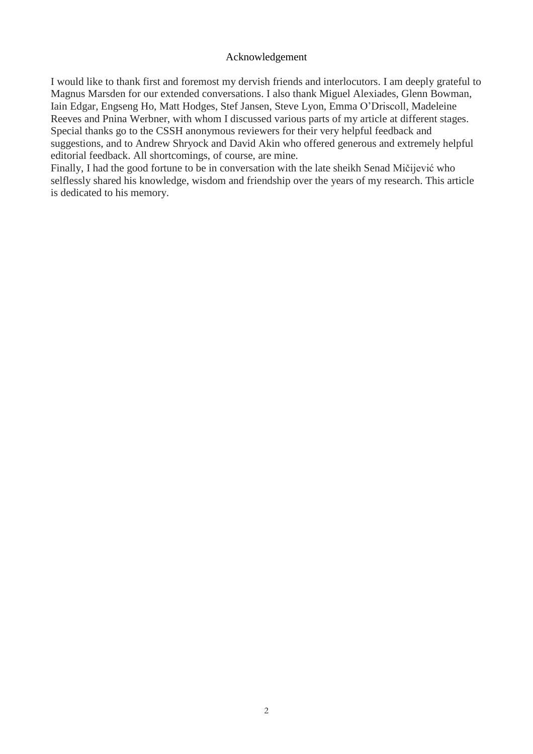## Acknowledgement

I would like to thank first and foremost my dervish friends and interlocutors. I am deeply grateful to Magnus Marsden for our extended conversations. I also thank Miguel Alexiades, Glenn Bowman, Iain Edgar, Engseng Ho, Matt Hodges, Stef Jansen, Steve Lyon, Emma O'Driscoll, Madeleine Reeves and Pnina Werbner, with whom I discussed various parts of my article at different stages. Special thanks go to the CSSH anonymous reviewers for their very helpful feedback and suggestions, and to Andrew Shryock and David Akin who offered generous and extremely helpful editorial feedback. All shortcomings, of course, are mine.

Finally, I had the good fortune to be in conversation with the late sheikh Senad Mičijević who selflessly shared his knowledge, wisdom and friendship over the years of my research. This article is dedicated to his memory.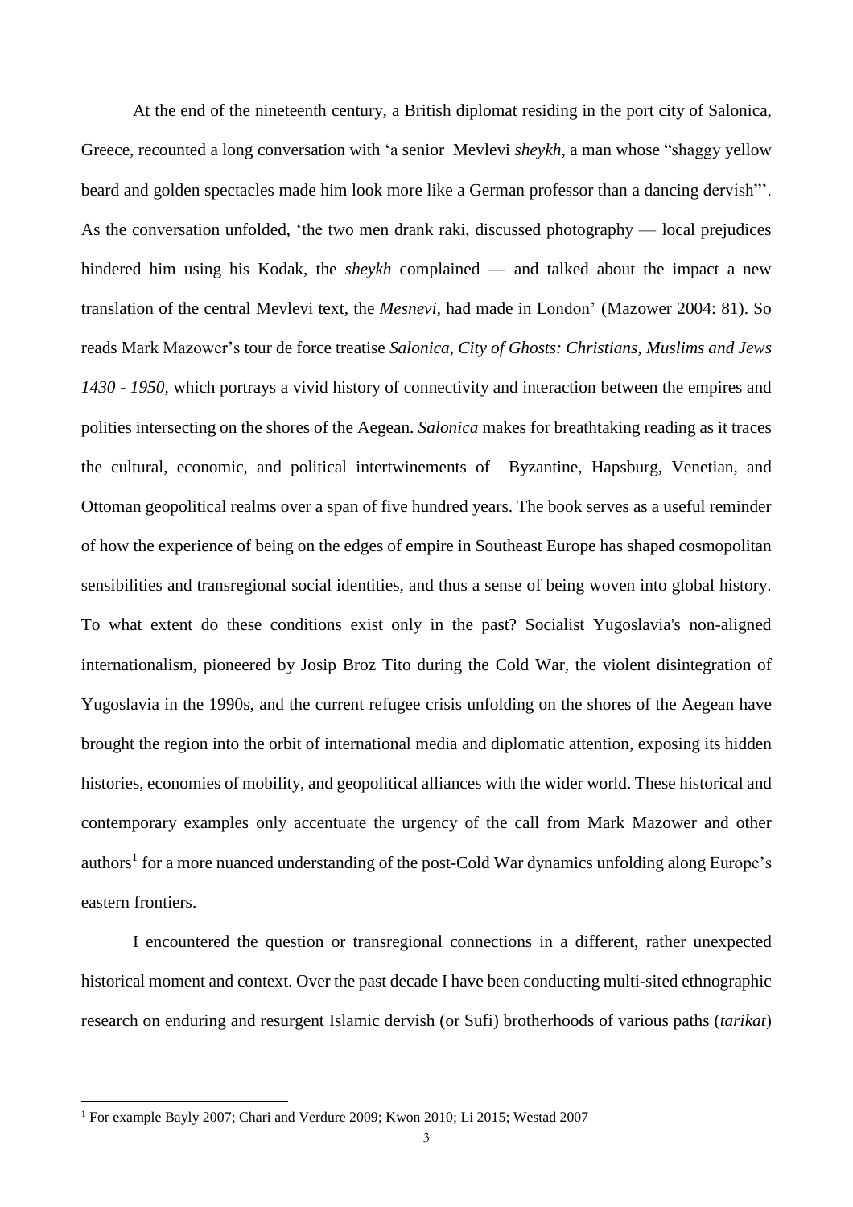At the end of the nineteenth century, a British diplomat residing in the port city of Salonica, Greece, recounted a long conversation with 'a senior Mevlevi *sheykh*, a man whose "shaggy yellow beard and golden spectacles made him look more like a German professor than a dancing dervish"'. As the conversation unfolded, 'the two men drank raki, discussed photography — local prejudices hindered him using his Kodak, the *sheykh* complained — and talked about the impact a new translation of the central Mevlevi text, the *Mesnevi*, had made in London' (Mazower 2004: 81). So reads Mark Mazower's tour de force treatise *Salonica, City of Ghosts: Christians, Muslims and Jews 1430 - 1950*, which portrays a vivid history of connectivity and interaction between the empires and polities intersecting on the shores of the Aegean. *Salonica* makes for breathtaking reading as it traces the cultural, economic, and political intertwinements of Byzantine, Hapsburg, Venetian, and Ottoman geopolitical realms over a span of five hundred years. The book serves as a useful reminder of how the experience of being on the edges of empire in Southeast Europe has shaped cosmopolitan sensibilities and transregional social identities, and thus a sense of being woven into global history. To what extent do these conditions exist only in the past? Socialist Yugoslavia's non-aligned internationalism, pioneered by Josip Broz Tito during the Cold War, the violent disintegration of Yugoslavia in the 1990s, and the current refugee crisis unfolding on the shores of the Aegean have brought the region into the orbit of international media and diplomatic attention, exposing its hidden histories, economies of mobility, and geopolitical alliances with the wider world. These historical and contemporary examples only accentuate the urgency of the call from Mark Mazower and other authors[1] for a more nuanced understanding of the post-Cold War dynamics unfolding along Europe's eastern frontiers.

I encountered the question or transregional connections in a different, rather unexpected historical moment and context. Over the past decade I have been conducting multi-sited ethnographic research on enduring and resurgent Islamic dervish (or Sufi) brotherhoods of various paths (*tarikat*)

[1] For example Bayly 2007; Chari and Verdure 2009; Kwon 2010; Li 2015; Westad 2007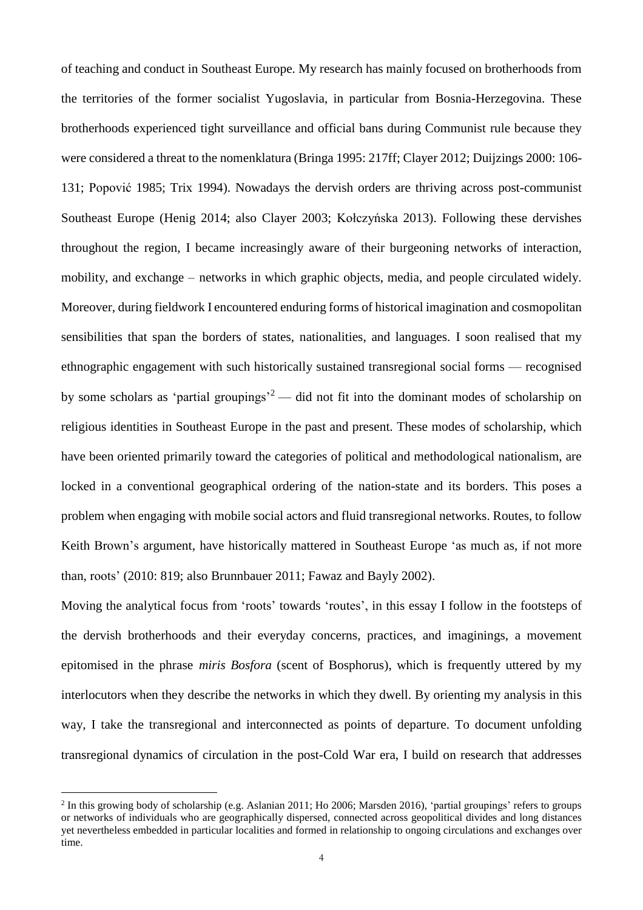of teaching and conduct in Southeast Europe. My research has mainly focused on brotherhoods from the territories of the former socialist Yugoslavia, in particular from Bosnia-Herzegovina. These brotherhoods experienced tight surveillance and official bans during Communist rule because they were considered a threat to the nomenklatura (Bringa 1995: 217ff; Clayer 2012; Duijzings 2000: 106-131; Popović 1985; Trix 1994). Nowadays the dervish orders are thriving across post-communist Southeast Europe (Henig 2014; also Clayer 2003; Kołczyńska 2013). Following these dervishes throughout the region, I became increasingly aware of their burgeoning networks of interaction, mobility, and exchange – networks in which graphic objects, media, and people circulated widely. Moreover, during fieldwork I encountered enduring forms of historical imagination and cosmopolitan sensibilities that span the borders of states, nationalities, and languages. I soon realised that my ethnographic engagement with such historically sustained transregional social forms — recognised by some scholars as 'partial groupings'[2] — did not fit into the dominant modes of scholarship on religious identities in Southeast Europe in the past and present. These modes of scholarship, which have been oriented primarily toward the categories of political and methodological nationalism, are locked in a conventional geographical ordering of the nation-state and its borders. This poses a problem when engaging with mobile social actors and fluid transregional networks. Routes, to follow Keith Brown's argument, have historically mattered in Southeast Europe 'as much as, if not more than, roots' (2010: 819; also Brunnbauer 2011; Fawaz and Bayly 2002).

Moving the analytical focus from 'roots' towards 'routes', in this essay I follow in the footsteps of the dervish brotherhoods and their everyday concerns, practices, and imaginings, a movement epitomised in the phrase *miris Bosfora* (scent of Bosphorus), which is frequently uttered by my interlocutors when they describe the networks in which they dwell. By orienting my analysis in this way, I take the transregional and interconnected as points of departure. To document unfolding transregional dynamics of circulation in the post-Cold War era, I build on research that addresses

[2] In this growing body of scholarship (e.g. Aslanian 2011; Ho 2006; Marsden 2016), 'partial groupings' refers to groups or networks of individuals who are geographically dispersed, connected across geopolitical divides and long distances yet nevertheless embedded in particular localities and formed in relationship to ongoing circulations and exchanges over time.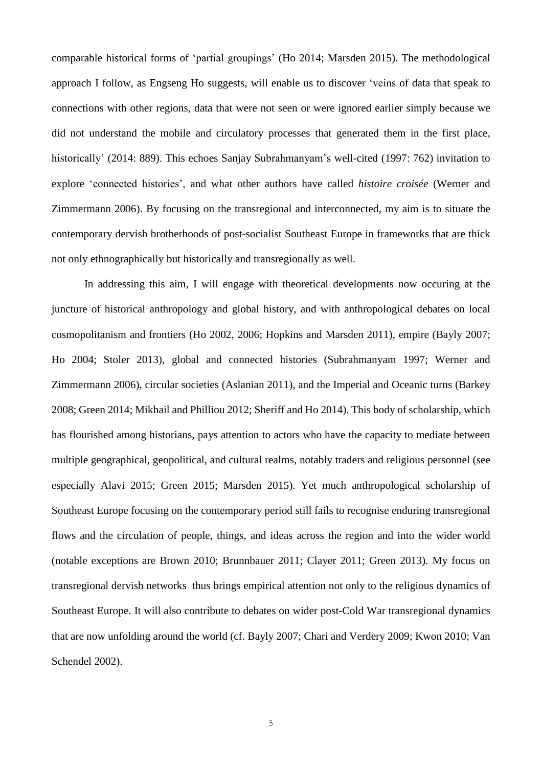comparable historical forms of 'partial groupings' (Ho 2014; Marsden 2015). The methodological approach I follow, as Engseng Ho suggests, will enable us to discover 'veins of data that speak to connections with other regions, data that were not seen or were ignored earlier simply because we did not understand the mobile and circulatory processes that generated them in the first place, historically' (2014: 889). This echoes Sanjay Subrahmanyam's well-cited (1997: 762) invitation to explore 'connected histories', and what other authors have called *histoire croisée* (Werner and Zimmermann 2006). By focusing on the transregional and interconnected, my aim is to situate the contemporary dervish brotherhoods of post-socialist Southeast Europe in frameworks that are thick not only ethnographically but historically and transregionally as well.

In addressing this aim, I will engage with theoretical developments now occuring at the juncture of historical anthropology and global history, and with anthropological debates on local cosmopolitanism and frontiers (Ho 2002, 2006; Hopkins and Marsden 2011), empire (Bayly 2007; Ho 2004; Stoler 2013), global and connected histories (Subrahmanyam 1997; Werner and Zimmermann 2006), circular societies (Aslanian 2011), and the Imperial and Oceanic turns (Barkey 2008; Green 2014; Mikhail and Philliou 2012; Sheriff and Ho 2014). This body of scholarship, which has flourished among historians, pays attention to actors who have the capacity to mediate between multiple geographical, geopolitical, and cultural realms, notably traders and religious personnel (see especially Alavi 2015; Green 2015; Marsden 2015). Yet much anthropological scholarship of Southeast Europe focusing on the contemporary period still fails to recognise enduring transregional flows and the circulation of people, things, and ideas across the region and into the wider world (notable exceptions are Brown 2010; Brunnbauer 2011; Clayer 2011; Green 2013). My focus on transregional dervish networks thus brings empirical attention not only to the religious dynamics of Southeast Europe. It will also contribute to debates on wider post-Cold War transregional dynamics that are now unfolding around the world (cf. Bayly 2007; Chari and Verdery 2009; Kwon 2010; Van Schendel 2002).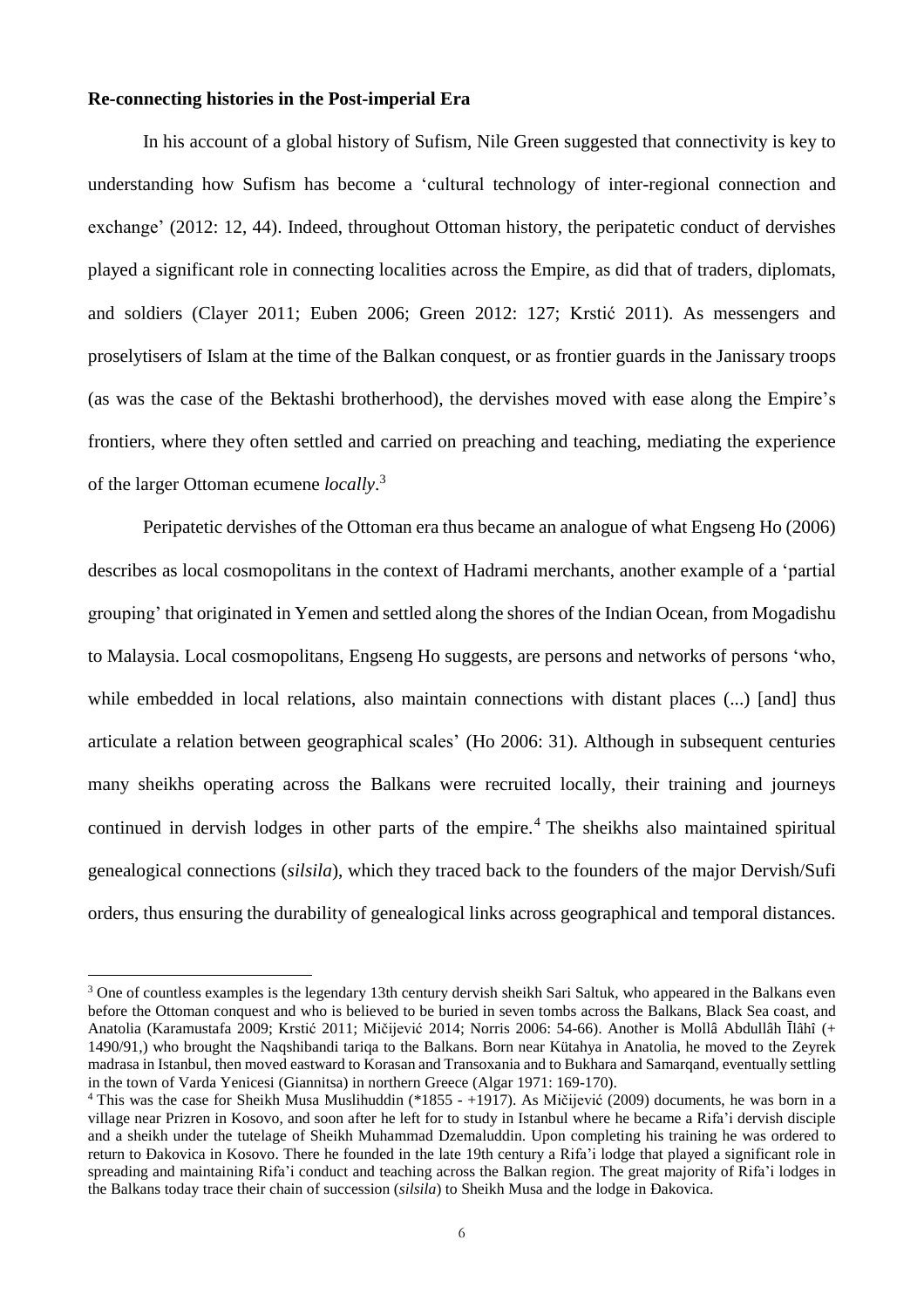**Re-connecting histories in the Post-imperial Era**

In his account of a global history of Sufism, Nile Green suggested that connectivity is key to understanding how Sufism has become a 'cultural technology of inter-regional connection and exchange' (2012: 12, 44). Indeed, throughout Ottoman history, the peripatetic conduct of dervishes played a significant role in connecting localities across the Empire, as did that of traders, diplomats, and soldiers (Clayer 2011; Euben 2006; Green 2012: 127; Krstić 2011). As messengers and proselytisers of Islam at the time of the Balkan conquest, or as frontier guards in the Janissary troops (as was the case of the Bektashi brotherhood), the dervishes moved with ease along the Empire's frontiers, where they often settled and carried on preaching and teaching, mediating the experience of the larger Ottoman ecumene *locally*.[3]

Peripatetic dervishes of the Ottoman era thus became an analogue of what Engseng Ho (2006) describes as local cosmopolitans in the context of Hadrami merchants, another example of a 'partial grouping' that originated in Yemen and settled along the shores of the Indian Ocean, from Mogadishu to Malaysia. Local cosmopolitans, Engseng Ho suggests, are persons and networks of persons 'who, while embedded in local relations, also maintain connections with distant places (...) [and] thus articulate a relation between geographical scales' (Ho 2006: 31). Although in subsequent centuries many sheikhs operating across the Balkans were recruited locally, their training and journeys continued in dervish lodges in other parts of the empire.[4] The sheikhs also maintained spiritual genealogical connections (*silsila*), which they traced back to the founders of the major Dervish/Sufi orders, thus ensuring the durability of genealogical links across geographical and temporal distances.

[3] One of countless examples is the legendary 13th century dervish sheikh Sari Saltuk, who appeared in the Balkans even before the Ottoman conquest and who is believed to be buried in seven tombs across the Balkans, Black Sea coast, and Anatolia (Karamustafa 2009; Krstić 2011; Mičijević 2014; Norris 2006: 54-66). Another is Mollâ Abdullâh Īlâhî (+ 1490/91,) who brought the Naqshibandi tariqa to the Balkans. Born near Kütahya in Anatolia, he moved to the Zeyrek madrasa in Istanbul, then moved eastward to Korasan and Transoxania and to Bukhara and Samarqand, eventually settling in the town of Varda Yenicesi (Giannitsa) in northern Greece (Algar 1971: 169-170).

[4] This was the case for Sheikh Musa Muslihuddin (*1855 - +1917). As Mičijević (2009) documents, he was born in a village near Prizren in Kosovo, and soon after he left for to study in Istanbul where he became a Rifa'i dervish disciple and a sheikh under the tutelage of Sheikh Muhammad Dzemaluddin. Upon completing his training he was ordered to return to Đakovica in Kosovo. There he founded in the late 19th century a Rifa'i lodge that played a significant role in spreading and maintaining Rifa'i conduct and teaching across the Balkan region. The great majority of Rifa'i lodges in the Balkans today trace their chain of succession (*silsila*) to Sheikh Musa and the lodge in Đakovica.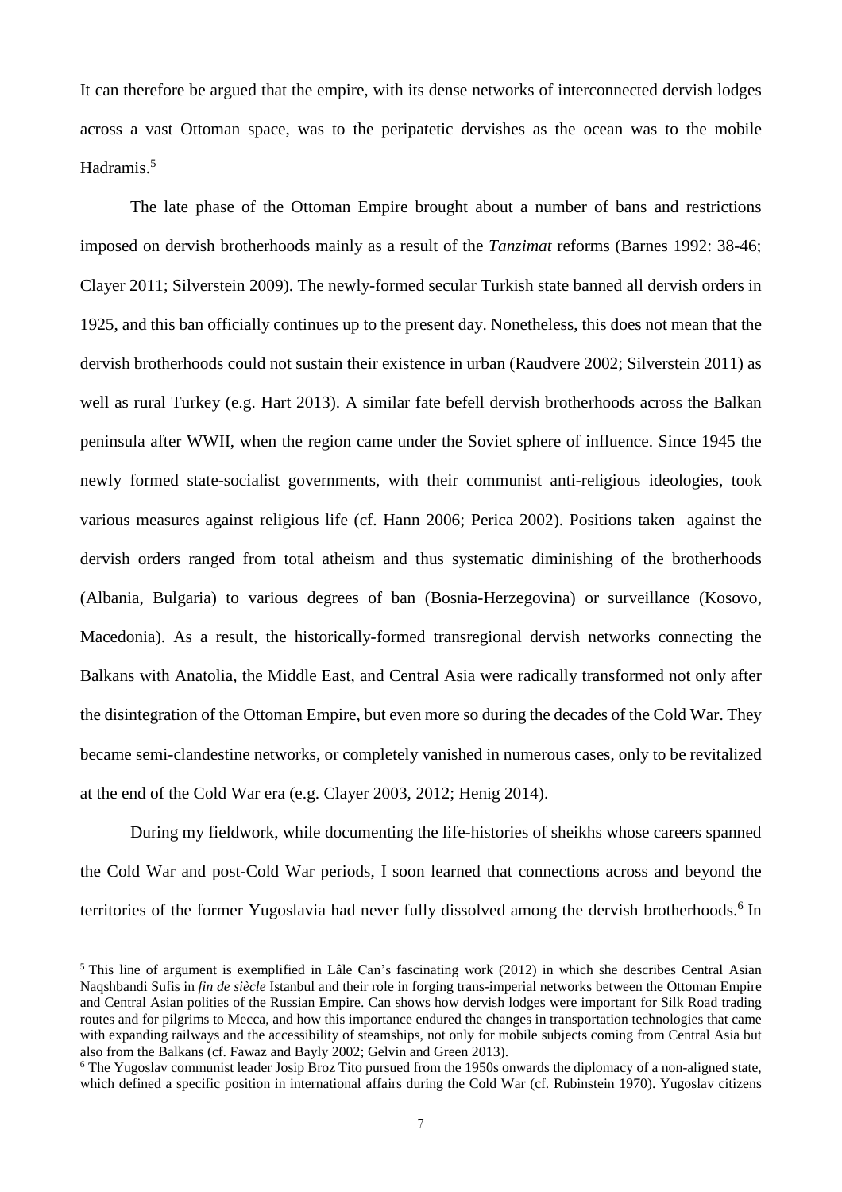It can therefore be argued that the empire, with its dense networks of interconnected dervish lodges across a vast Ottoman space, was to the peripatetic dervishes as the ocean was to the mobile Hadramis.[5]

The late phase of the Ottoman Empire brought about a number of bans and restrictions imposed on dervish brotherhoods mainly as a result of the *Tanzimat* reforms (Barnes 1992: 38-46; Clayer 2011; Silverstein 2009). The newly-formed secular Turkish state banned all dervish orders in 1925, and this ban officially continues up to the present day. Nonetheless, this does not mean that the dervish brotherhoods could not sustain their existence in urban (Raudvere 2002; Silverstein 2011) as well as rural Turkey (e.g. Hart 2013). A similar fate befell dervish brotherhoods across the Balkan peninsula after WWII, when the region came under the Soviet sphere of influence. Since 1945 the newly formed state-socialist governments, with their communist anti-religious ideologies, took various measures against religious life (cf. Hann 2006; Perica 2002). Positions taken against the dervish orders ranged from total atheism and thus systematic diminishing of the brotherhoods (Albania, Bulgaria) to various degrees of ban (Bosnia-Herzegovina) or surveillance (Kosovo, Macedonia). As a result, the historically-formed transregional dervish networks connecting the Balkans with Anatolia, the Middle East, and Central Asia were radically transformed not only after the disintegration of the Ottoman Empire, but even more so during the decades of the Cold War. They became semi-clandestine networks, or completely vanished in numerous cases, only to be revitalized at the end of the Cold War era (e.g. Clayer 2003, 2012; Henig 2014).

During my fieldwork, while documenting the life-histories of sheikhs whose careers spanned the Cold War and post-Cold War periods, I soon learned that connections across and beyond the territories of the former Yugoslavia had never fully dissolved among the dervish brotherhoods.[6] In

[5] This line of argument is exemplified in Lâle Can's fascinating work (2012) in which she describes Central Asian Naqshbandi Sufis in *fin de siècle* Istanbul and their role in forging trans-imperial networks between the Ottoman Empire and Central Asian polities of the Russian Empire. Can shows how dervish lodges were important for Silk Road trading routes and for pilgrims to Mecca, and how this importance endured the changes in transportation technologies that came with expanding railways and the accessibility of steamships, not only for mobile subjects coming from Central Asia but also from the Balkans (cf. Fawaz and Bayly 2002; Gelvin and Green 2013).

[6] The Yugoslav communist leader Josip Broz Tito pursued from the 1950s onwards the diplomacy of a non-aligned state, which defined a specific position in international affairs during the Cold War (cf. Rubinstein 1970). Yugoslav citizens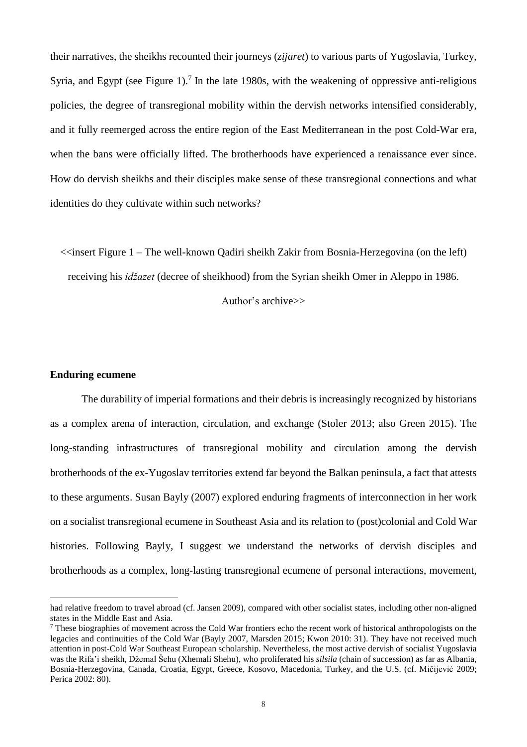their narratives, the sheikhs recounted their journeys (*zijaret*) to various parts of Yugoslavia, Turkey, Syria, and Egypt (see Figure 1).[7] In the late 1980s, with the weakening of oppressive anti-religious policies, the degree of transregional mobility within the dervish networks intensified considerably, and it fully reemerged across the entire region of the East Mediterranean in the post Cold-War era, when the bans were officially lifted. The brotherhoods have experienced a renaissance ever since. How do dervish sheikhs and their disciples make sense of these transregional connections and what identities do they cultivate within such networks?

<<insert Figure 1 – The well-known Qadiri sheikh Zakir from Bosnia-Herzegovina (on the left) receiving his *idžazet* (decree of sheikhood) from the Syrian sheikh Omer in Aleppo in 1986. Author's archive>>

**Enduring ecumene**

The durability of imperial formations and their debris is increasingly recognized by historians as a complex arena of interaction, circulation, and exchange (Stoler 2013; also Green 2015). The long-standing infrastructures of transregional mobility and circulation among the dervish brotherhoods of the ex-Yugoslav territories extend far beyond the Balkan peninsula, a fact that attests to these arguments. Susan Bayly (2007) explored enduring fragments of interconnection in her work on a socialist transregional ecumene in Southeast Asia and its relation to (post)colonial and Cold War histories. Following Bayly, I suggest we understand the networks of dervish disciples and brotherhoods as a complex, long-lasting transregional ecumene of personal interactions, movement,

had relative freedom to travel abroad (cf. Jansen 2009), compared with other socialist states, including other non-aligned states in the Middle East and Asia.

[7] These biographies of movement across the Cold War frontiers echo the recent work of historical anthropologists on the legacies and continuities of the Cold War (Bayly 2007, Marsden 2015; Kwon 2010: 31). They have not received much attention in post-Cold War Southeast European scholarship. Nevertheless, the most active dervish of socialist Yugoslavia was the Rifa'i sheikh, Džemal Šehu (Xhemali Shehu), who proliferated his *silsila* (chain of succession) as far as Albania, Bosnia-Herzegovina, Canada, Croatia, Egypt, Greece, Kosovo, Macedonia, Turkey, and the U.S. (cf. Mičijević 2009; Perica 2002: 80).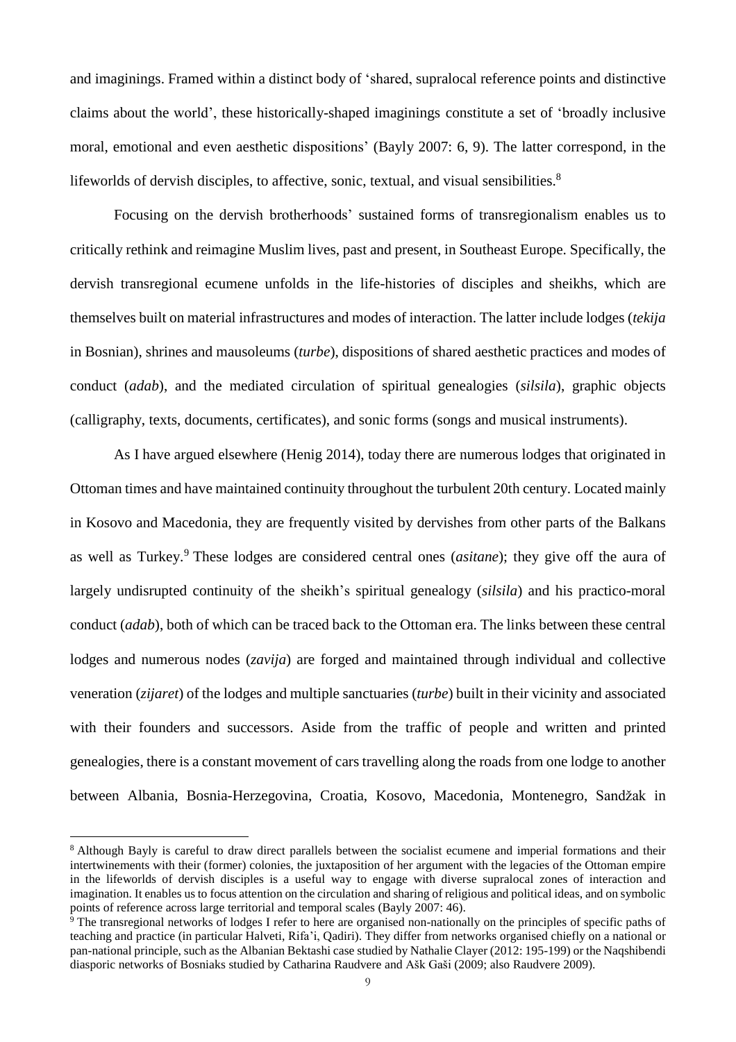and imaginings. Framed within a distinct body of 'shared, supralocal reference points and distinctive claims about the world', these historically-shaped imaginings constitute a set of 'broadly inclusive moral, emotional and even aesthetic dispositions' (Bayly 2007: 6, 9). The latter correspond, in the lifeworlds of dervish disciples, to affective, sonic, textual, and visual sensibilities.[8]

Focusing on the dervish brotherhoods' sustained forms of transregionalism enables us to critically rethink and reimagine Muslim lives, past and present, in Southeast Europe. Specifically, the dervish transregional ecumene unfolds in the life-histories of disciples and sheikhs, which are themselves built on material infrastructures and modes of interaction. The latter include lodges (*tekija* in Bosnian), shrines and mausoleums (*turbe*), dispositions of shared aesthetic practices and modes of conduct (*adab*), and the mediated circulation of spiritual genealogies (*silsila*), graphic objects (calligraphy, texts, documents, certificates), and sonic forms (songs and musical instruments).

As I have argued elsewhere (Henig 2014), today there are numerous lodges that originated in Ottoman times and have maintained continuity throughout the turbulent 20th century. Located mainly in Kosovo and Macedonia, they are frequently visited by dervishes from other parts of the Balkans as well as Turkey.[9] These lodges are considered central ones (*asitane*); they give off the aura of largely undisrupted continuity of the sheikh's spiritual genealogy (*silsila*) and his practico-moral conduct (*adab*), both of which can be traced back to the Ottoman era. The links between these central lodges and numerous nodes (*zavija*) are forged and maintained through individual and collective veneration (*zijaret*) of the lodges and multiple sanctuaries (*turbe*) built in their vicinity and associated with their founders and successors. Aside from the traffic of people and written and printed genealogies, there is a constant movement of cars travelling along the roads from one lodge to another between Albania, Bosnia-Herzegovina, Croatia, Kosovo, Macedonia, Montenegro, Sandžak in

---

[8] Although Bayly is careful to draw direct parallels between the socialist ecumene and imperial formations and their intertwinements with their (former) colonies, the juxtaposition of her argument with the legacies of the Ottoman empire in the lifeworlds of dervish disciples is a useful way to engage with diverse supralocal zones of interaction and imagination. It enables us to focus attention on the circulation and sharing of religious and political ideas, and on symbolic points of reference across large territorial and temporal scales (Bayly 2007: 46).

[9] The transregional networks of lodges I refer to here are organised non-nationally on the principles of specific paths of teaching and practice (in particular Halveti, Rifa'i, Qadiri). They differ from networks organised chiefly on a national or pan-national principle, such as the Albanian Bektashi case studied by Nathalie Clayer (2012: 195-199) or the Naqshibendi diasporic networks of Bosniaks studied by Catharina Raudvere and Ašk Gaši (2009; also Raudvere 2009).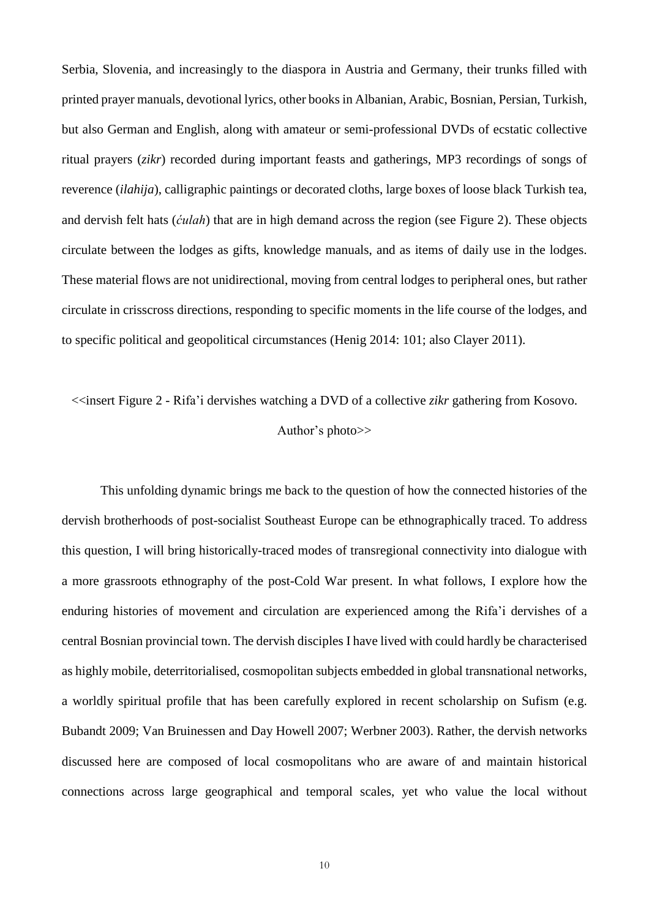Serbia, Slovenia, and increasingly to the diaspora in Austria and Germany, their trunks filled with printed prayer manuals, devotional lyrics, other books in Albanian, Arabic, Bosnian, Persian, Turkish, but also German and English, along with amateur or semi-professional DVDs of ecstatic collective ritual prayers (*zikr*) recorded during important feasts and gatherings, MP3 recordings of songs of reverence (*ilahija*), calligraphic paintings or decorated cloths, large boxes of loose black Turkish tea, and dervish felt hats (*ćulah*) that are in high demand across the region (see Figure 2). These objects circulate between the lodges as gifts, knowledge manuals, and as items of daily use in the lodges. These material flows are not unidirectional, moving from central lodges to peripheral ones, but rather circulate in crisscross directions, responding to specific moments in the life course of the lodges, and to specific political and geopolitical circumstances (Henig 2014: 101; also Clayer 2011).

<<insert Figure 2 - Rifa'i dervishes watching a DVD of a collective *zikr* gathering from Kosovo. Author's photo>>

This unfolding dynamic brings me back to the question of how the connected histories of the dervish brotherhoods of post-socialist Southeast Europe can be ethnographically traced. To address this question, I will bring historically-traced modes of transregional connectivity into dialogue with a more grassroots ethnography of the post-Cold War present. In what follows, I explore how the enduring histories of movement and circulation are experienced among the Rifa'i dervishes of a central Bosnian provincial town. The dervish disciples I have lived with could hardly be characterised as highly mobile, deterritorialised, cosmopolitan subjects embedded in global transnational networks, a worldly spiritual profile that has been carefully explored in recent scholarship on Sufism (e.g. Bubandt 2009; Van Bruinessen and Day Howell 2007; Werbner 2003). Rather, the dervish networks discussed here are composed of local cosmopolitans who are aware of and maintain historical connections across large geographical and temporal scales, yet who value the local without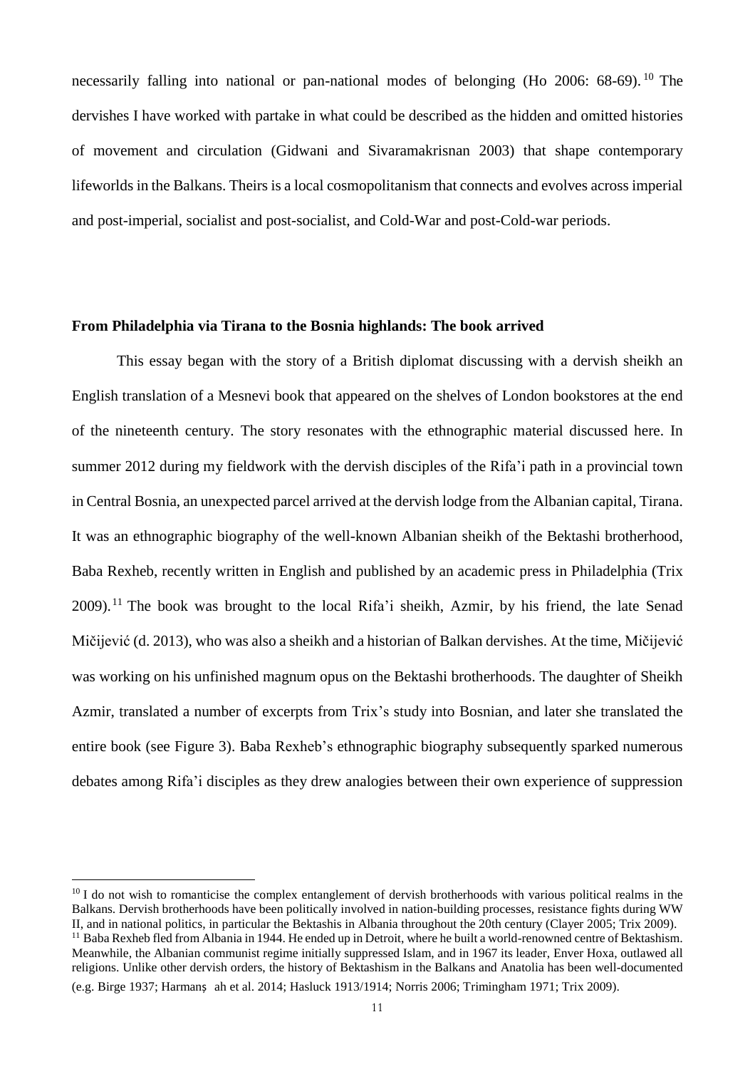necessarily falling into national or pan-national modes of belonging (Ho 2006: 68-69).[10] The dervishes I have worked with partake in what could be described as the hidden and omitted histories of movement and circulation (Gidwani and Sivaramakrisnan 2003) that shape contemporary lifeworlds in the Balkans. Theirs is a local cosmopolitanism that connects and evolves across imperial and post-imperial, socialist and post-socialist, and Cold-War and post-Cold-war periods.

**From Philadelphia via Tirana to the Bosnia highlands: The book arrived**

This essay began with the story of a British diplomat discussing with a dervish sheikh an English translation of a Mesnevi book that appeared on the shelves of London bookstores at the end of the nineteenth century. The story resonates with the ethnographic material discussed here. In summer 2012 during my fieldwork with the dervish disciples of the Rifa'i path in a provincial town in Central Bosnia, an unexpected parcel arrived at the dervish lodge from the Albanian capital, Tirana. It was an ethnographic biography of the well-known Albanian sheikh of the Bektashi brotherhood, Baba Rexheb, recently written in English and published by an academic press in Philadelphia (Trix 2009).[11] The book was brought to the local Rifa'i sheikh, Azmir, by his friend, the late Senad Mičijević (d. 2013), who was also a sheikh and a historian of Balkan dervishes. At the time, Mičijević was working on his unfinished magnum opus on the Bektashi brotherhoods. The daughter of Sheikh Azmir, translated a number of excerpts from Trix's study into Bosnian, and later she translated the entire book (see Figure 3). Baba Rexheb's ethnographic biography subsequently sparked numerous debates among Rifa'i disciples as they drew analogies between their own experience of suppression

[10] I do not wish to romanticise the complex entanglement of dervish brotherhoods with various political realms in the Balkans. Dervish brotherhoods have been politically involved in nation-building processes, resistance fights during WW II, and in national politics, in particular the Bektashis in Albania throughout the 20th century (Clayer 2005; Trix 2009).

[11] Baba Rexheb fled from Albania in 1944. He ended up in Detroit, where he built a world-renowned centre of Bektashism. Meanwhile, the Albanian communist regime initially suppressed Islam, and in 1967 its leader, Enver Hoxa, outlawed all religions. Unlike other dervish orders, the history of Bektashism in the Balkans and Anatolia has been well-documented (e.g. Birge 1937; Harmanşah et al. 2014; Hasluck 1913/1914; Norris 2006; Trimingham 1971; Trix 2009).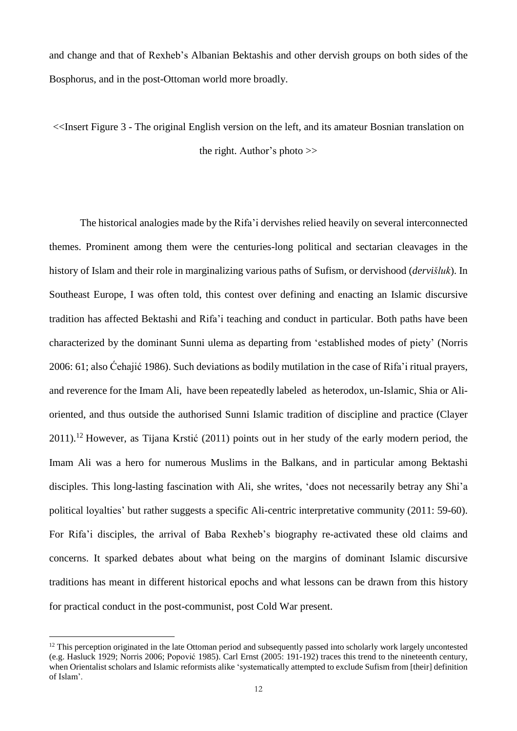and change and that of Rexheb's Albanian Bektashis and other dervish groups on both sides of the Bosphorus, and in the post-Ottoman world more broadly.

<<Insert Figure 3 - The original English version on the left, and its amateur Bosnian translation on the right. Author's photo >>

The historical analogies made by the Rifa'i dervishes relied heavily on several interconnected themes. Prominent among them were the centuries-long political and sectarian cleavages in the history of Islam and their role in marginalizing various paths of Sufism, or dervishood (*dervišluk*). In Southeast Europe, I was often told, this contest over defining and enacting an Islamic discursive tradition has affected Bektashi and Rifa'i teaching and conduct in particular. Both paths have been characterized by the dominant Sunni ulema as departing from 'established modes of piety' (Norris 2006: 61; also Ćehajić 1986). Such deviations as bodily mutilation in the case of Rifa'i ritual prayers, and reverence for the Imam Ali, have been repeatedly labeled as heterodox, un-Islamic, Shia or Ali-oriented, and thus outside the authorised Sunni Islamic tradition of discipline and practice (Clayer 2011).[12] However, as Tijana Krstić (2011) points out in her study of the early modern period, the Imam Ali was a hero for numerous Muslims in the Balkans, and in particular among Bektashi disciples. This long-lasting fascination with Ali, she writes, 'does not necessarily betray any Shi'a political loyalties' but rather suggests a specific Ali-centric interpretative community (2011: 59-60). For Rifa'i disciples, the arrival of Baba Rexheb's biography re-activated these old claims and concerns. It sparked debates about what being on the margins of dominant Islamic discursive traditions has meant in different historical epochs and what lessons can be drawn from this history for practical conduct in the post-communist, post Cold War present.

[12] This perception originated in the late Ottoman period and subsequently passed into scholarly work largely uncontested (e.g. Hasluck 1929; Norris 2006; Popović 1985). Carl Ernst (2005: 191-192) traces this trend to the nineteenth century, when Orientalist scholars and Islamic reformists alike 'systematically attempted to exclude Sufism from [their] definition of Islam'.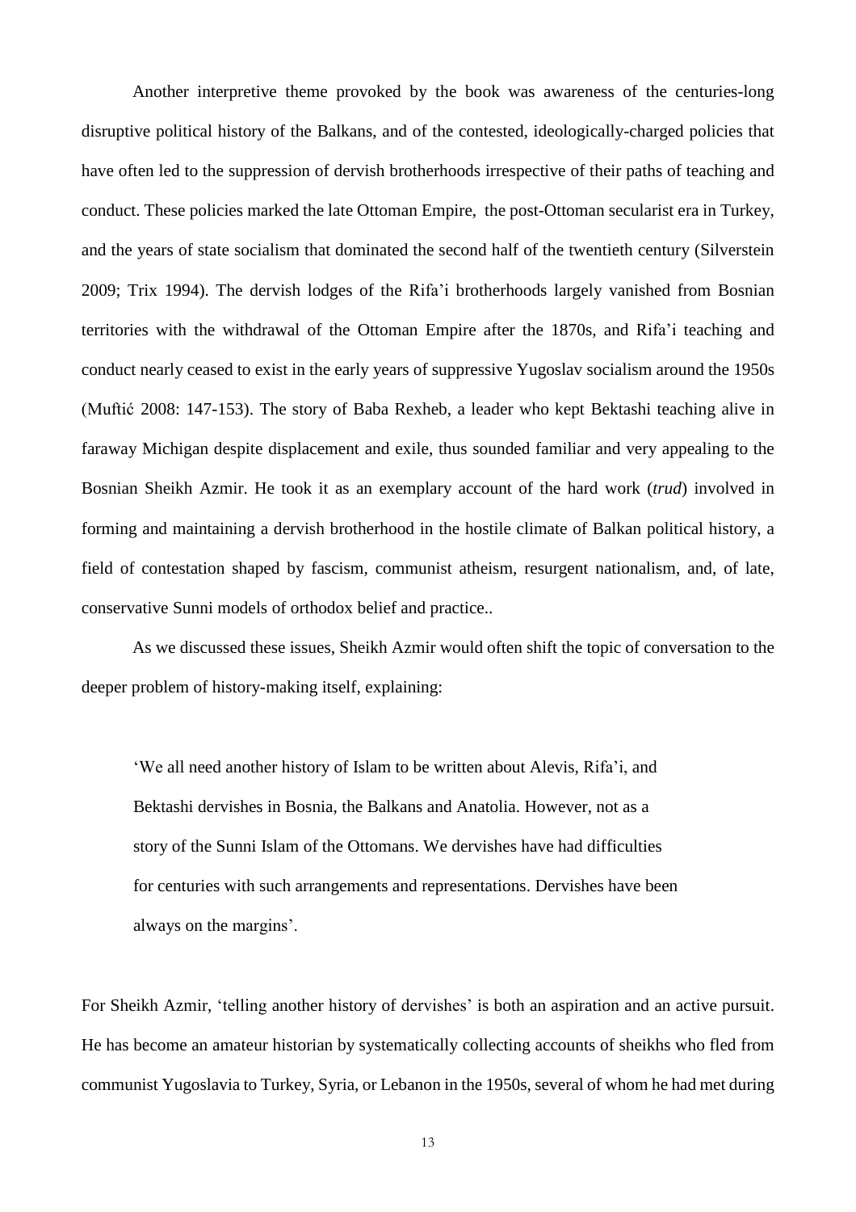Another interpretive theme provoked by the book was awareness of the centuries-long disruptive political history of the Balkans, and of the contested, ideologically-charged policies that have often led to the suppression of dervish brotherhoods irrespective of their paths of teaching and conduct. These policies marked the late Ottoman Empire, the post-Ottoman secularist era in Turkey, and the years of state socialism that dominated the second half of the twentieth century (Silverstein 2009; Trix 1994). The dervish lodges of the Rifa'i brotherhoods largely vanished from Bosnian territories with the withdrawal of the Ottoman Empire after the 1870s, and Rifa'i teaching and conduct nearly ceased to exist in the early years of suppressive Yugoslav socialism around the 1950s (Muftić 2008: 147-153). The story of Baba Rexheb, a leader who kept Bektashi teaching alive in faraway Michigan despite displacement and exile, thus sounded familiar and very appealing to the Bosnian Sheikh Azmir. He took it as an exemplary account of the hard work (*trud*) involved in forming and maintaining a dervish brotherhood in the hostile climate of Balkan political history, a field of contestation shaped by fascism, communist atheism, resurgent nationalism, and, of late, conservative Sunni models of orthodox belief and practice..

As we discussed these issues, Sheikh Azmir would often shift the topic of conversation to the deeper problem of history-making itself, explaining:

> 'We all need another history of Islam to be written about Alevis, Rifa'i, and Bektashi dervishes in Bosnia, the Balkans and Anatolia. However, not as a story of the Sunni Islam of the Ottomans. We dervishes have had difficulties for centuries with such arrangements and representations. Dervishes have been always on the margins'.

For Sheikh Azmir, 'telling another history of dervishes' is both an aspiration and an active pursuit. He has become an amateur historian by systematically collecting accounts of sheikhs who fled from communist Yugoslavia to Turkey, Syria, or Lebanon in the 1950s, several of whom he had met during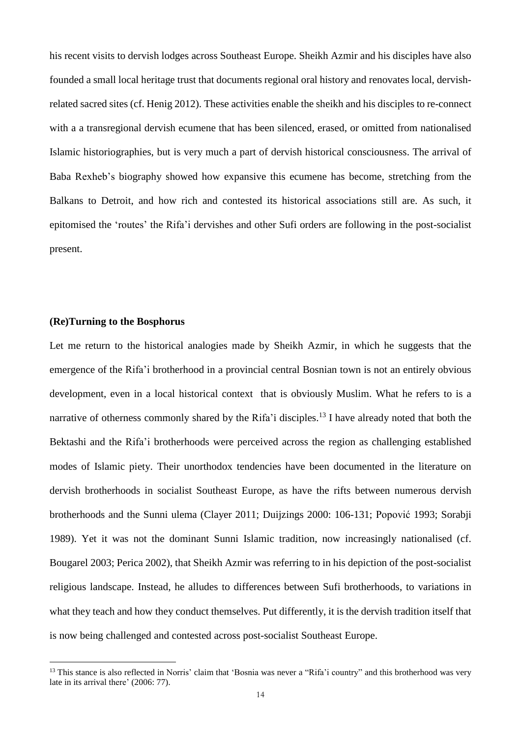his recent visits to dervish lodges across Southeast Europe. Sheikh Azmir and his disciples have also founded a small local heritage trust that documents regional oral history and renovates local, dervish-related sacred sites (cf. Henig 2012). These activities enable the sheikh and his disciples to re-connect with a a transregional dervish ecumene that has been silenced, erased, or omitted from nationalised Islamic historiographies, but is very much a part of dervish historical consciousness. The arrival of Baba Rexheb's biography showed how expansive this ecumene has become, stretching from the Balkans to Detroit, and how rich and contested its historical associations still are. As such, it epitomised the 'routes' the Rifa'i dervishes and other Sufi orders are following in the post-socialist present.

## (Re)Turning to the Bosphorus

Let me return to the historical analogies made by Sheikh Azmir, in which he suggests that the emergence of the Rifa'i brotherhood in a provincial central Bosnian town is not an entirely obvious development, even in a local historical context that is obviously Muslim. What he refers to is a narrative of otherness commonly shared by the Rifa'i disciples.[13] I have already noted that both the Bektashi and the Rifa'i brotherhoods were perceived across the region as challenging established modes of Islamic piety. Their unorthodox tendencies have been documented in the literature on dervish brotherhoods in socialist Southeast Europe, as have the rifts between numerous dervish brotherhoods and the Sunni ulema (Clayer 2011; Duijzings 2000: 106-131; Popović 1993; Sorabji 1989). Yet it was not the dominant Sunni Islamic tradition, now increasingly nationalised (cf. Bougarel 2003; Perica 2002), that Sheikh Azmir was referring to in his depiction of the post-socialist religious landscape. Instead, he alludes to differences between Sufi brotherhoods, to variations in what they teach and how they conduct themselves. Put differently, it is the dervish tradition itself that is now being challenged and contested across post-socialist Southeast Europe.

[13] This stance is also reflected in Norris' claim that 'Bosnia was never a "Rifa'i country" and this brotherhood was very late in its arrival there' (2006: 77).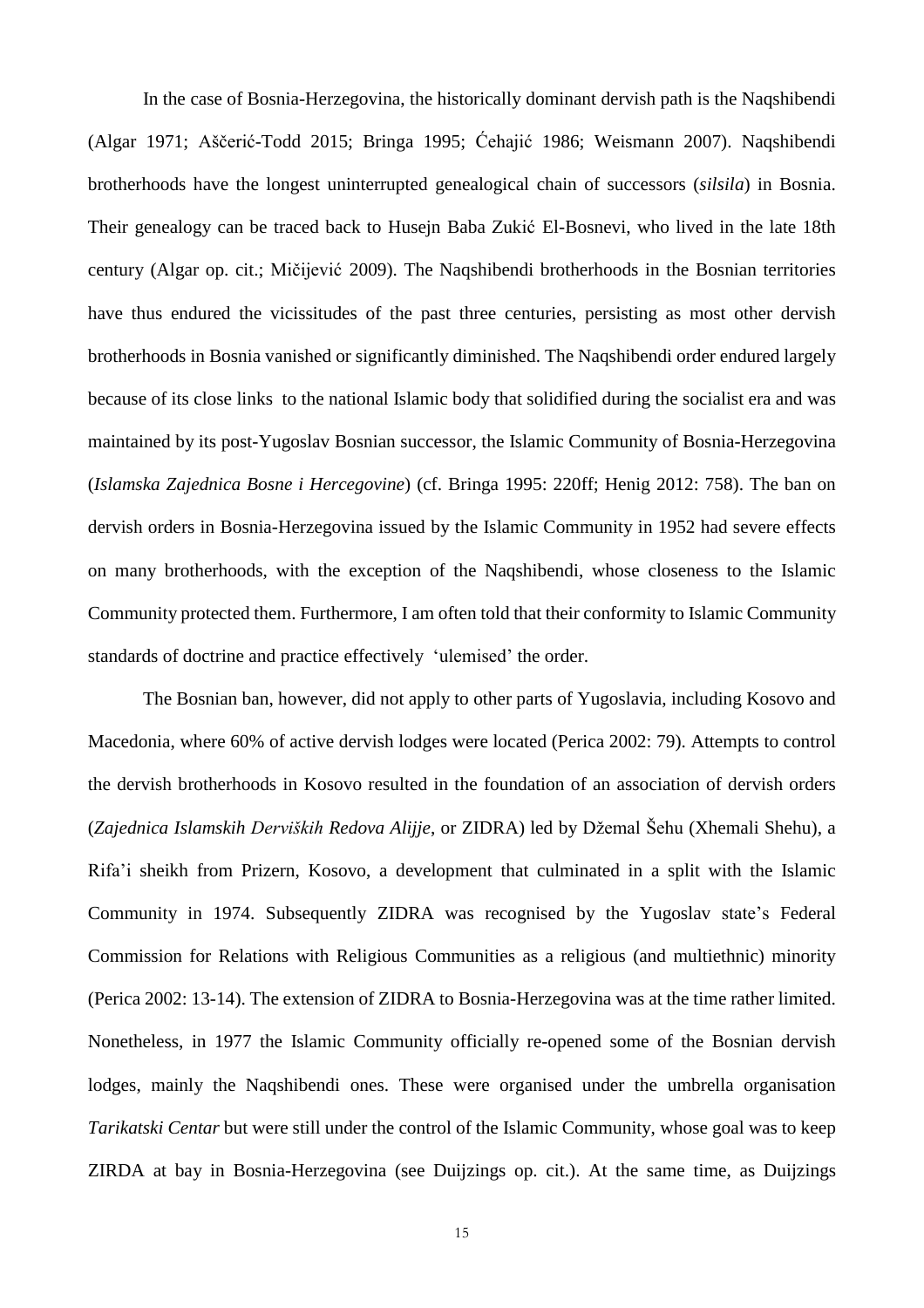In the case of Bosnia-Herzegovina, the historically dominant dervish path is the Naqshibendi (Algar 1971; Aščerić-Todd 2015; Bringa 1995; Ćehajić 1986; Weismann 2007). Naqshibendi brotherhoods have the longest uninterrupted genealogical chain of successors (*silsila*) in Bosnia. Their genealogy can be traced back to Husejn Baba Zukić El-Bosnevi, who lived in the late 18th century (Algar op. cit.; Mičijević 2009). The Naqshibendi brotherhoods in the Bosnian territories have thus endured the vicissitudes of the past three centuries, persisting as most other dervish brotherhoods in Bosnia vanished or significantly diminished. The Naqshibendi order endured largely because of its close links to the national Islamic body that solidified during the socialist era and was maintained by its post-Yugoslav Bosnian successor, the Islamic Community of Bosnia-Herzegovina (*Islamska Zajednica Bosne i Hercegovine*) (cf. Bringa 1995: 220ff; Henig 2012: 758). The ban on dervish orders in Bosnia-Herzegovina issued by the Islamic Community in 1952 had severe effects on many brotherhoods, with the exception of the Naqshibendi, whose closeness to the Islamic Community protected them. Furthermore, I am often told that their conformity to Islamic Community standards of doctrine and practice effectively 'ulemised' the order.

The Bosnian ban, however, did not apply to other parts of Yugoslavia, including Kosovo and Macedonia, where 60% of active dervish lodges were located (Perica 2002: 79). Attempts to control the dervish brotherhoods in Kosovo resulted in the foundation of an association of dervish orders (*Zajednica Islamskih Derviških Redova Alijje*, or ZIDRA) led by Džemal Šehu (Xhemali Shehu), a Rifa'i sheikh from Prizern, Kosovo, a development that culminated in a split with the Islamic Community in 1974. Subsequently ZIDRA was recognised by the Yugoslav state's Federal Commission for Relations with Religious Communities as a religious (and multiethnic) minority (Perica 2002: 13-14). The extension of ZIDRA to Bosnia-Herzegovina was at the time rather limited. Nonetheless, in 1977 the Islamic Community officially re-opened some of the Bosnian dervish lodges, mainly the Naqshibendi ones. These were organised under the umbrella organisation *Tarikatski Centar* but were still under the control of the Islamic Community, whose goal was to keep ZIRDA at bay in Bosnia-Herzegovina (see Duijzings op. cit.). At the same time, as Duijzings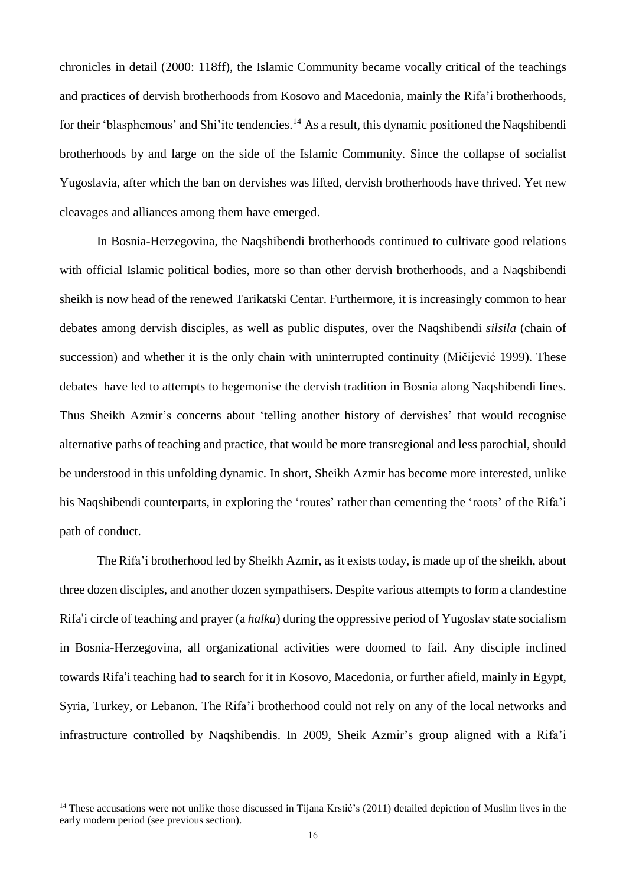chronicles in detail (2000: 118ff), the Islamic Community became vocally critical of the teachings and practices of dervish brotherhoods from Kosovo and Macedonia, mainly the Rifa'i brotherhoods, for their 'blasphemous' and Shi'ite tendencies.[14] As a result, this dynamic positioned the Naqshibendi brotherhoods by and large on the side of the Islamic Community. Since the collapse of socialist Yugoslavia, after which the ban on dervishes was lifted, dervish brotherhoods have thrived. Yet new cleavages and alliances among them have emerged.

In Bosnia-Herzegovina, the Naqshibendi brotherhoods continued to cultivate good relations with official Islamic political bodies, more so than other dervish brotherhoods, and a Naqshibendi sheikh is now head of the renewed Tarikatski Centar. Furthermore, it is increasingly common to hear debates among dervish disciples, as well as public disputes, over the Naqshibendi *silsila* (chain of succession) and whether it is the only chain with uninterrupted continuity (Mičijević 1999). These debates have led to attempts to hegemonise the dervish tradition in Bosnia along Naqshibendi lines. Thus Sheikh Azmir's concerns about 'telling another history of dervishes' that would recognise alternative paths of teaching and practice, that would be more transregional and less parochial, should be understood in this unfolding dynamic. In short, Sheikh Azmir has become more interested, unlike his Naqshibendi counterparts, in exploring the 'routes' rather than cementing the 'roots' of the Rifa'i path of conduct.

The Rifa'i brotherhood led by Sheikh Azmir, as it exists today, is made up of the sheikh, about three dozen disciples, and another dozen sympathisers. Despite various attempts to form a clandestine Rifa'i circle of teaching and prayer (a *halka*) during the oppressive period of Yugoslav state socialism in Bosnia-Herzegovina, all organizational activities were doomed to fail. Any disciple inclined towards Rifa'i teaching had to search for it in Kosovo, Macedonia, or further afield, mainly in Egypt, Syria, Turkey, or Lebanon. The Rifa'i brotherhood could not rely on any of the local networks and infrastructure controlled by Naqshibendis. In 2009, Sheik Azmir's group aligned with a Rifa'i

---

[14] These accusations were not unlike those discussed in Tijana Krstić's (2011) detailed depiction of Muslim lives in the early modern period (see previous section).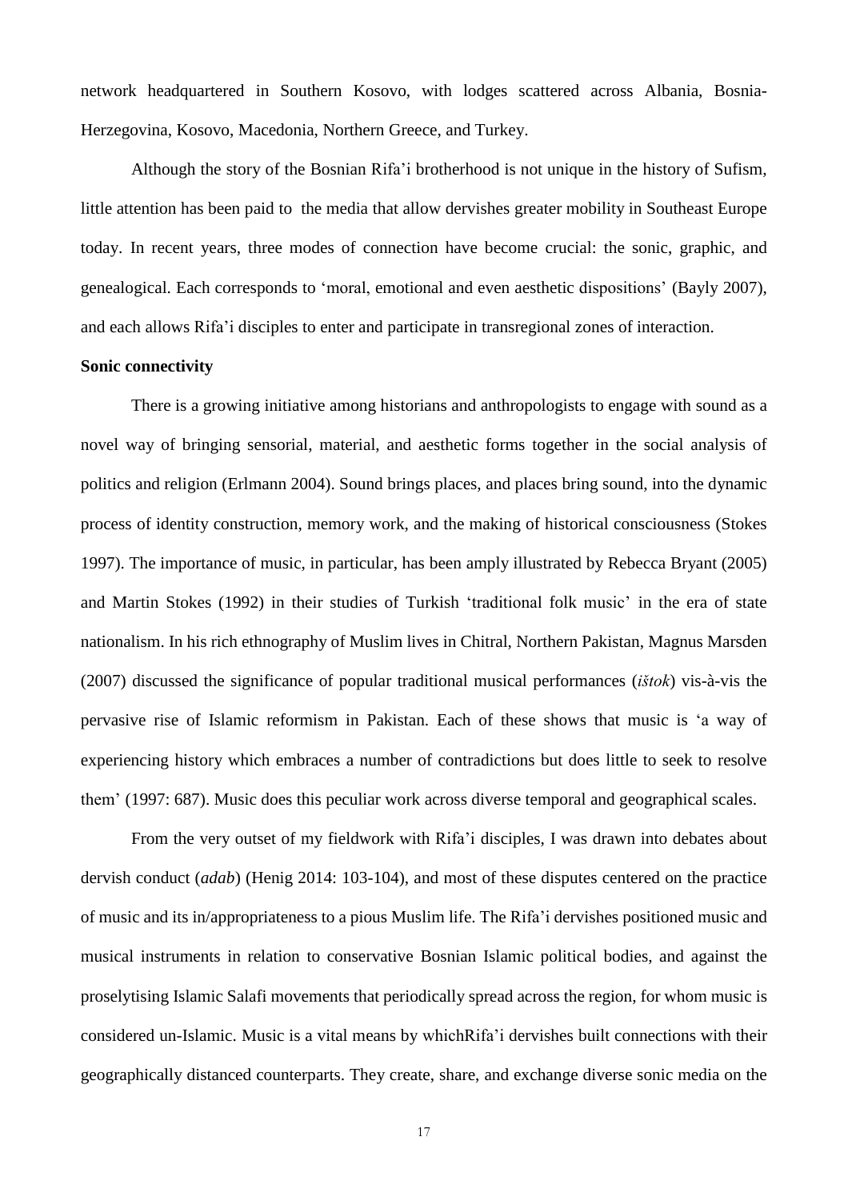network headquartered in Southern Kosovo, with lodges scattered across Albania, Bosnia-Herzegovina, Kosovo, Macedonia, Northern Greece, and Turkey.

Although the story of the Bosnian Rifa'i brotherhood is not unique in the history of Sufism, little attention has been paid to the media that allow dervishes greater mobility in Southeast Europe today. In recent years, three modes of connection have become crucial: the sonic, graphic, and genealogical. Each corresponds to 'moral, emotional and even aesthetic dispositions' (Bayly 2007), and each allows Rifa'i disciples to enter and participate in transregional zones of interaction.

**Sonic connectivity**

There is a growing initiative among historians and anthropologists to engage with sound as a novel way of bringing sensorial, material, and aesthetic forms together in the social analysis of politics and religion (Erlmann 2004). Sound brings places, and places bring sound, into the dynamic process of identity construction, memory work, and the making of historical consciousness (Stokes 1997). The importance of music, in particular, has been amply illustrated by Rebecca Bryant (2005) and Martin Stokes (1992) in their studies of Turkish 'traditional folk music' in the era of state nationalism. In his rich ethnography of Muslim lives in Chitral, Northern Pakistan, Magnus Marsden (2007) discussed the significance of popular traditional musical performances (*ištok*) vis-à-vis the pervasive rise of Islamic reformism in Pakistan. Each of these shows that music is 'a way of experiencing history which embraces a number of contradictions but does little to seek to resolve them' (1997: 687). Music does this peculiar work across diverse temporal and geographical scales.

From the very outset of my fieldwork with Rifa'i disciples, I was drawn into debates about dervish conduct (*adab*) (Henig 2014: 103-104), and most of these disputes centered on the practice of music and its in/appropriateness to a pious Muslim life. The Rifa'i dervishes positioned music and musical instruments in relation to conservative Bosnian Islamic political bodies, and against the proselytising Islamic Salafi movements that periodically spread across the region, for whom music is considered un-Islamic. Music is a vital means by whichRifa'i dervishes built connections with their geographically distanced counterparts. They create, share, and exchange diverse sonic media on the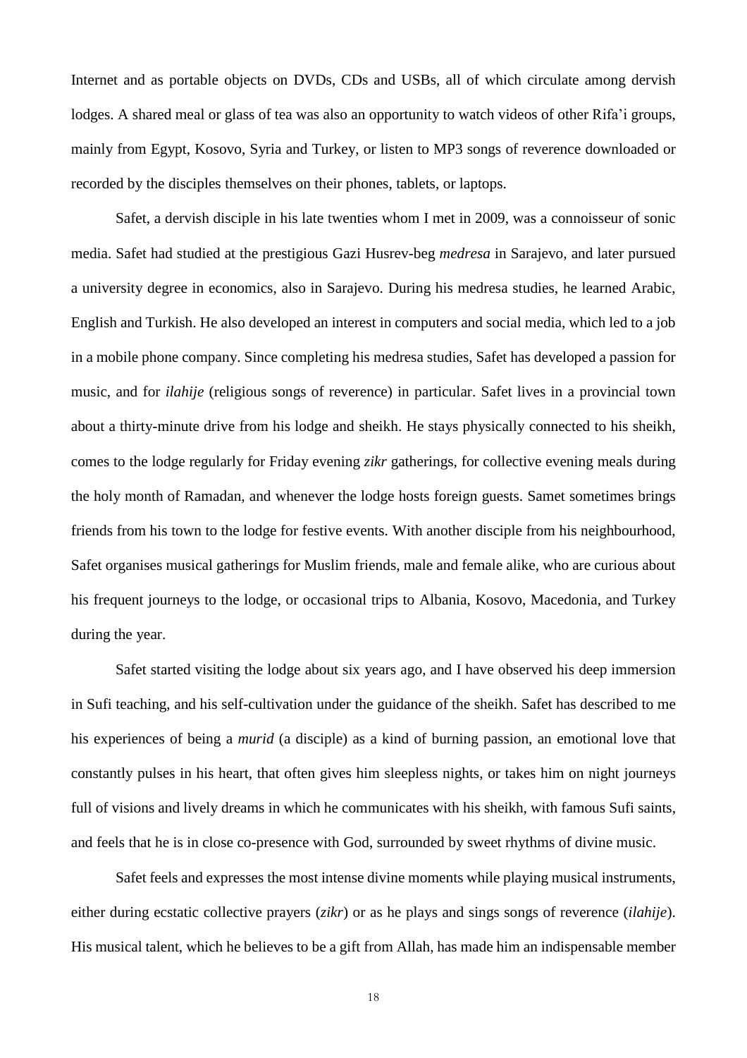Internet and as portable objects on DVDs, CDs and USBs, all of which circulate among dervish lodges. A shared meal or glass of tea was also an opportunity to watch videos of other Rifa'i groups, mainly from Egypt, Kosovo, Syria and Turkey, or listen to MP3 songs of reverence downloaded or recorded by the disciples themselves on their phones, tablets, or laptops.

Safet, a dervish disciple in his late twenties whom I met in 2009, was a connoisseur of sonic media. Safet had studied at the prestigious Gazi Husrev-beg *medresa* in Sarajevo, and later pursued a university degree in economics, also in Sarajevo. During his medresa studies, he learned Arabic, English and Turkish. He also developed an interest in computers and social media, which led to a job in a mobile phone company. Since completing his medresa studies, Safet has developed a passion for music, and for *ilahije* (religious songs of reverence) in particular. Safet lives in a provincial town about a thirty-minute drive from his lodge and sheikh. He stays physically connected to his sheikh, comes to the lodge regularly for Friday evening *zikr* gatherings, for collective evening meals during the holy month of Ramadan, and whenever the lodge hosts foreign guests. Samet sometimes brings friends from his town to the lodge for festive events. With another disciple from his neighbourhood, Safet organises musical gatherings for Muslim friends, male and female alike, who are curious about his frequent journeys to the lodge, or occasional trips to Albania, Kosovo, Macedonia, and Turkey during the year.

Safet started visiting the lodge about six years ago, and I have observed his deep immersion in Sufi teaching, and his self-cultivation under the guidance of the sheikh. Safet has described to me his experiences of being a *murid* (a disciple) as a kind of burning passion, an emotional love that constantly pulses in his heart, that often gives him sleepless nights, or takes him on night journeys full of visions and lively dreams in which he communicates with his sheikh, with famous Sufi saints, and feels that he is in close co-presence with God, surrounded by sweet rhythms of divine music.

Safet feels and expresses the most intense divine moments while playing musical instruments, either during ecstatic collective prayers (*zikr*) or as he plays and sings songs of reverence (*ilahije*). His musical talent, which he believes to be a gift from Allah, has made him an indispensable member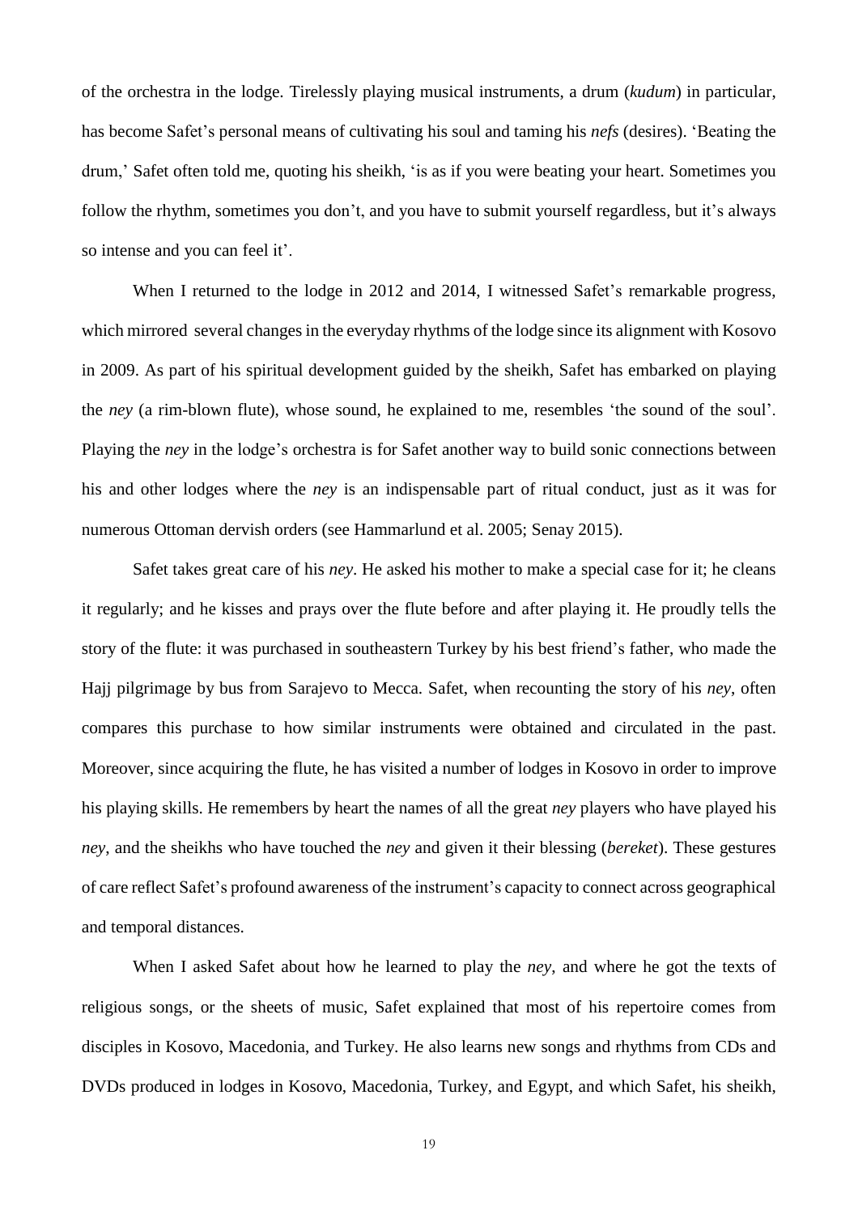of the orchestra in the lodge. Tirelessly playing musical instruments, a drum (*kudum*) in particular, has become Safet's personal means of cultivating his soul and taming his *nefs* (desires). 'Beating the drum,' Safet often told me, quoting his sheikh, 'is as if you were beating your heart. Sometimes you follow the rhythm, sometimes you don't, and you have to submit yourself regardless, but it's always so intense and you can feel it'.

When I returned to the lodge in 2012 and 2014, I witnessed Safet's remarkable progress, which mirrored several changes in the everyday rhythms of the lodge since its alignment with Kosovo in 2009. As part of his spiritual development guided by the sheikh, Safet has embarked on playing the *ney* (a rim-blown flute), whose sound, he explained to me, resembles 'the sound of the soul'. Playing the *ney* in the lodge's orchestra is for Safet another way to build sonic connections between his and other lodges where the *ney* is an indispensable part of ritual conduct, just as it was for numerous Ottoman dervish orders (see Hammarlund et al. 2005; Senay 2015).

Safet takes great care of his *ney*. He asked his mother to make a special case for it; he cleans it regularly; and he kisses and prays over the flute before and after playing it. He proudly tells the story of the flute: it was purchased in southeastern Turkey by his best friend's father, who made the Hajj pilgrimage by bus from Sarajevo to Mecca. Safet, when recounting the story of his *ney*, often compares this purchase to how similar instruments were obtained and circulated in the past. Moreover, since acquiring the flute, he has visited a number of lodges in Kosovo in order to improve his playing skills. He remembers by heart the names of all the great *ney* players who have played his *ney*, and the sheikhs who have touched the *ney* and given it their blessing (*bereket*). These gestures of care reflect Safet's profound awareness of the instrument's capacity to connect across geographical and temporal distances.

When I asked Safet about how he learned to play the *ney*, and where he got the texts of religious songs, or the sheets of music, Safet explained that most of his repertoire comes from disciples in Kosovo, Macedonia, and Turkey. He also learns new songs and rhythms from CDs and DVDs produced in lodges in Kosovo, Macedonia, Turkey, and Egypt, and which Safet, his sheikh,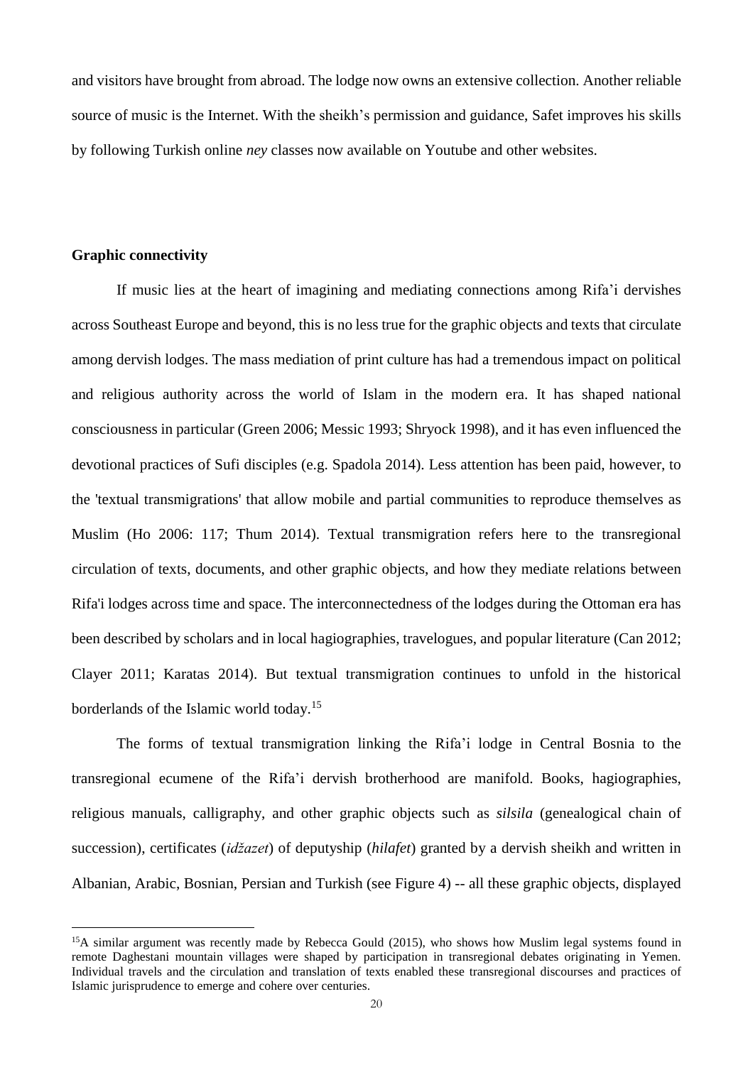and visitors have brought from abroad. The lodge now owns an extensive collection. Another reliable source of music is the Internet. With the sheikh's permission and guidance, Safet improves his skills by following Turkish online *ney* classes now available on Youtube and other websites.

**Graphic connectivity**

If music lies at the heart of imagining and mediating connections among Rifa'i dervishes across Southeast Europe and beyond, this is no less true for the graphic objects and texts that circulate among dervish lodges. The mass mediation of print culture has had a tremendous impact on political and religious authority across the world of Islam in the modern era. It has shaped national consciousness in particular (Green 2006; Messic 1993; Shryock 1998), and it has even influenced the devotional practices of Sufi disciples (e.g. Spadola 2014). Less attention has been paid, however, to the 'textual transmigrations' that allow mobile and partial communities to reproduce themselves as Muslim (Ho 2006: 117; Thum 2014). Textual transmigration refers here to the transregional circulation of texts, documents, and other graphic objects, and how they mediate relations between Rifa'i lodges across time and space. The interconnectedness of the lodges during the Ottoman era has been described by scholars and in local hagiographies, travelogues, and popular literature (Can 2012; Clayer 2011; Karatas 2014). But textual transmigration continues to unfold in the historical borderlands of the Islamic world today.[15]

The forms of textual transmigration linking the Rifa'i lodge in Central Bosnia to the transregional ecumene of the Rifa'i dervish brotherhood are manifold. Books, hagiographies, religious manuals, calligraphy, and other graphic objects such as *silsila* (genealogical chain of succession), certificates (*idžazet*) of deputyship (*hilafet*) granted by a dervish sheikh and written in Albanian, Arabic, Bosnian, Persian and Turkish (see Figure 4) -- all these graphic objects, displayed

[15] A similar argument was recently made by Rebecca Gould (2015), who shows how Muslim legal systems found in remote Daghestani mountain villages were shaped by participation in transregional debates originating in Yemen. Individual travels and the circulation and translation of texts enabled these transregional discourses and practices of Islamic jurisprudence to emerge and cohere over centuries.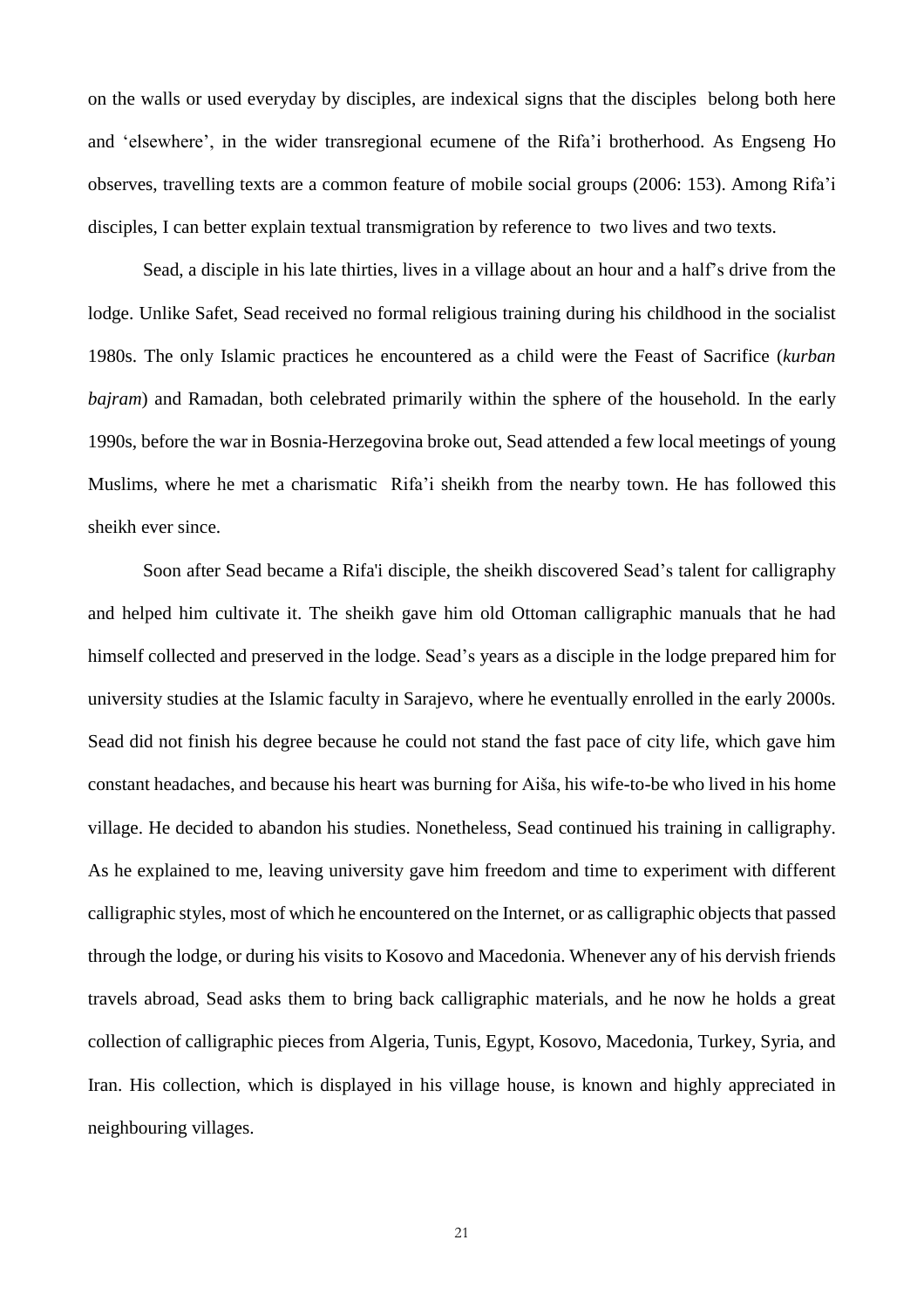on the walls or used everyday by disciples, are indexical signs that the disciples belong both here and 'elsewhere', in the wider transregional ecumene of the Rifa'i brotherhood. As Engseng Ho observes, travelling texts are a common feature of mobile social groups (2006: 153). Among Rifa'i disciples, I can better explain textual transmigration by reference to two lives and two texts.

Sead, a disciple in his late thirties, lives in a village about an hour and a half's drive from the lodge. Unlike Safet, Sead received no formal religious training during his childhood in the socialist 1980s. The only Islamic practices he encountered as a child were the Feast of Sacrifice (*kurban bajram*) and Ramadan, both celebrated primarily within the sphere of the household. In the early 1990s, before the war in Bosnia-Herzegovina broke out, Sead attended a few local meetings of young Muslims, where he met a charismatic Rifa'i sheikh from the nearby town. He has followed this sheikh ever since.

Soon after Sead became a Rifa'i disciple, the sheikh discovered Sead's talent for calligraphy and helped him cultivate it. The sheikh gave him old Ottoman calligraphic manuals that he had himself collected and preserved in the lodge. Sead's years as a disciple in the lodge prepared him for university studies at the Islamic faculty in Sarajevo, where he eventually enrolled in the early 2000s. Sead did not finish his degree because he could not stand the fast pace of city life, which gave him constant headaches, and because his heart was burning for Aiša, his wife-to-be who lived in his home village. He decided to abandon his studies. Nonetheless, Sead continued his training in calligraphy. As he explained to me, leaving university gave him freedom and time to experiment with different calligraphic styles, most of which he encountered on the Internet, or as calligraphic objects that passed through the lodge, or during his visits to Kosovo and Macedonia. Whenever any of his dervish friends travels abroad, Sead asks them to bring back calligraphic materials, and he now he holds a great collection of calligraphic pieces from Algeria, Tunis, Egypt, Kosovo, Macedonia, Turkey, Syria, and Iran. His collection, which is displayed in his village house, is known and highly appreciated in neighbouring villages.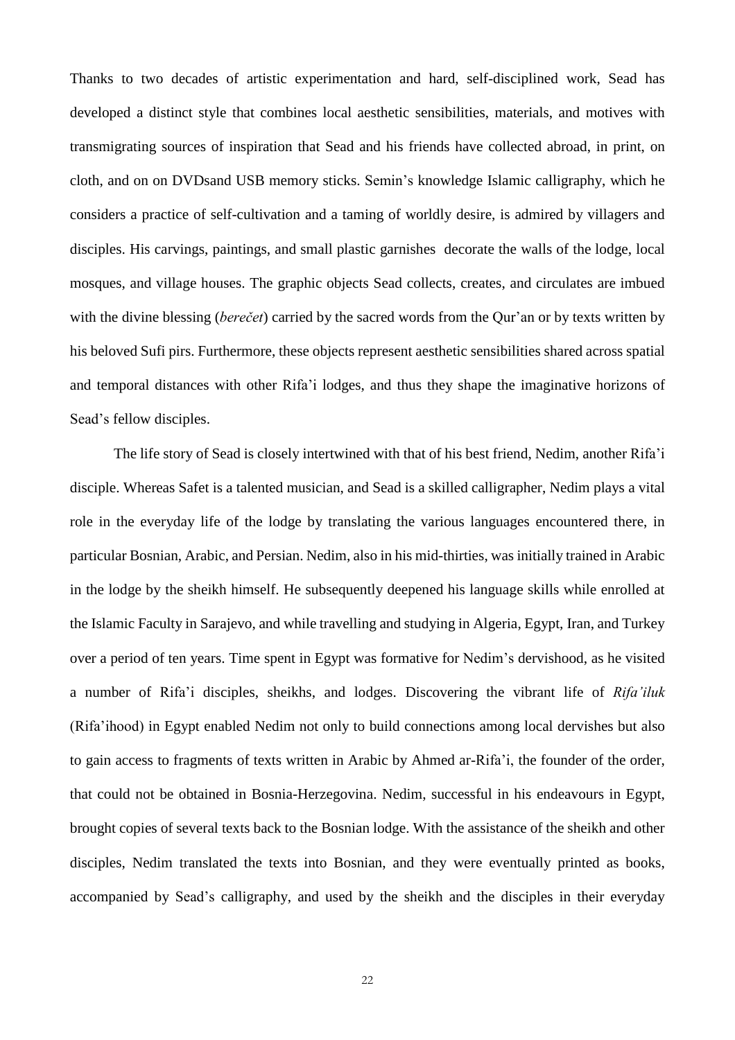Thanks to two decades of artistic experimentation and hard, self-disciplined work, Sead has developed a distinct style that combines local aesthetic sensibilities, materials, and motives with transmigrating sources of inspiration that Sead and his friends have collected abroad, in print, on cloth, and on on DVDsand USB memory sticks. Semin's knowledge Islamic calligraphy, which he considers a practice of self-cultivation and a taming of worldly desire, is admired by villagers and disciples. His carvings, paintings, and small plastic garnishes decorate the walls of the lodge, local mosques, and village houses. The graphic objects Sead collects, creates, and circulates are imbued with the divine blessing (*berečet*) carried by the sacred words from the Qur'an or by texts written by his beloved Sufi pirs. Furthermore, these objects represent aesthetic sensibilities shared across spatial and temporal distances with other Rifa'i lodges, and thus they shape the imaginative horizons of Sead's fellow disciples.

The life story of Sead is closely intertwined with that of his best friend, Nedim, another Rifa'i disciple. Whereas Safet is a talented musician, and Sead is a skilled calligrapher, Nedim plays a vital role in the everyday life of the lodge by translating the various languages encountered there, in particular Bosnian, Arabic, and Persian. Nedim, also in his mid-thirties, was initially trained in Arabic in the lodge by the sheikh himself. He subsequently deepened his language skills while enrolled at the Islamic Faculty in Sarajevo, and while travelling and studying in Algeria, Egypt, Iran, and Turkey over a period of ten years. Time spent in Egypt was formative for Nedim's dervishood, as he visited a number of Rifa'i disciples, sheikhs, and lodges. Discovering the vibrant life of *Rifa'iluk* (Rifa'ihood) in Egypt enabled Nedim not only to build connections among local dervishes but also to gain access to fragments of texts written in Arabic by Ahmed ar-Rifa'i, the founder of the order, that could not be obtained in Bosnia-Herzegovina. Nedim, successful in his endeavours in Egypt, brought copies of several texts back to the Bosnian lodge. With the assistance of the sheikh and other disciples, Nedim translated the texts into Bosnian, and they were eventually printed as books, accompanied by Sead's calligraphy, and used by the sheikh and the disciples in their everyday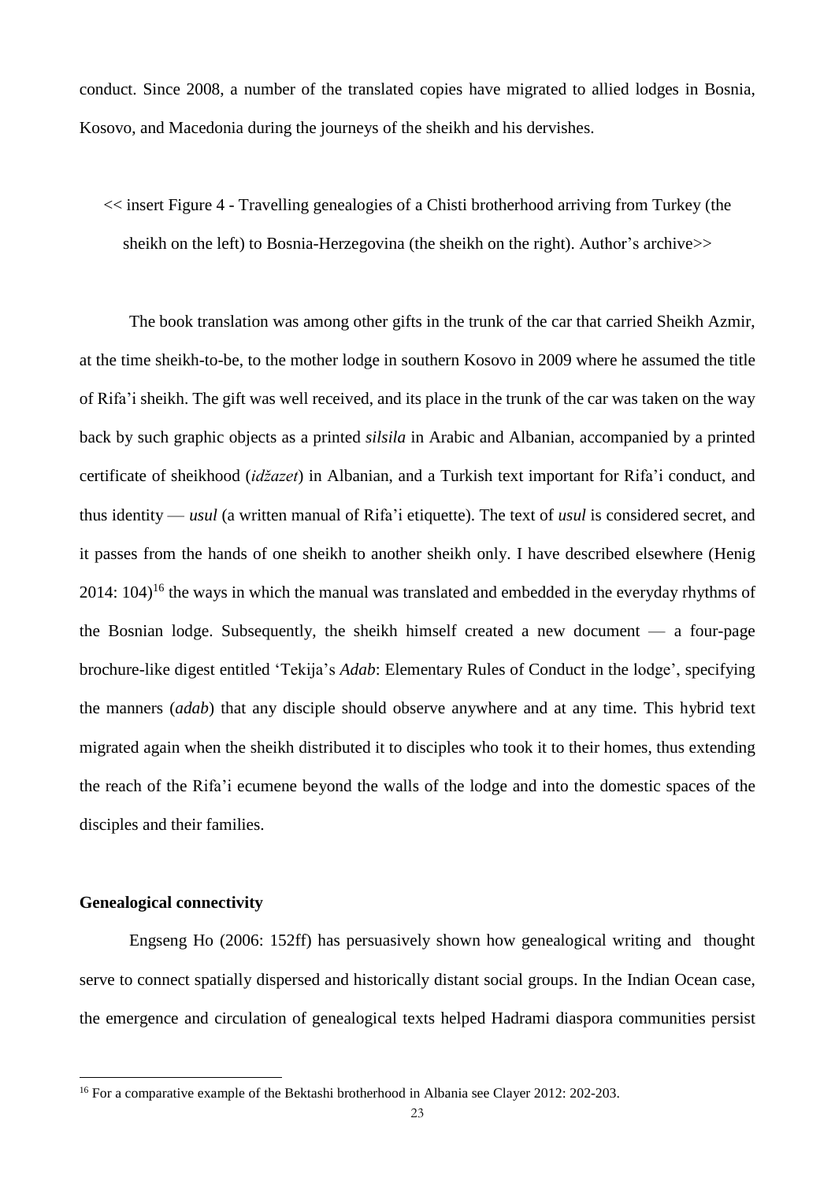conduct. Since 2008, a number of the translated copies have migrated to allied lodges in Bosnia, Kosovo, and Macedonia during the journeys of the sheikh and his dervishes.

<< insert Figure 4 - Travelling genealogies of a Chisti brotherhood arriving from Turkey (the sheikh on the left) to Bosnia-Herzegovina (the sheikh on the right). Author's archive>>

The book translation was among other gifts in the trunk of the car that carried Sheikh Azmir, at the time sheikh-to-be, to the mother lodge in southern Kosovo in 2009 where he assumed the title of Rifa'i sheikh. The gift was well received, and its place in the trunk of the car was taken on the way back by such graphic objects as a printed *silsila* in Arabic and Albanian, accompanied by a printed certificate of sheikhood (*idžazet*) in Albanian, and a Turkish text important for Rifa'i conduct, and thus identity — *usul* (a written manual of Rifa'i etiquette). The text of *usul* is considered secret, and it passes from the hands of one sheikh to another sheikh only. I have described elsewhere (Henig 2014: 104)[16] the ways in which the manual was translated and embedded in the everyday rhythms of the Bosnian lodge. Subsequently, the sheikh himself created a new document — a four-page brochure-like digest entitled 'Tekija's *Adab*: Elementary Rules of Conduct in the lodge', specifying the manners (*adab*) that any disciple should observe anywhere and at any time. This hybrid text migrated again when the sheikh distributed it to disciples who took it to their homes, thus extending the reach of the Rifa'i ecumene beyond the walls of the lodge and into the domestic spaces of the disciples and their families.

**Genealogical connectivity**

Engseng Ho (2006: 152ff) has persuasively shown how genealogical writing and thought serve to connect spatially dispersed and historically distant social groups. In the Indian Ocean case, the emergence and circulation of genealogical texts helped Hadrami diaspora communities persist

[16] For a comparative example of the Bektashi brotherhood in Albania see Clayer 2012: 202-203.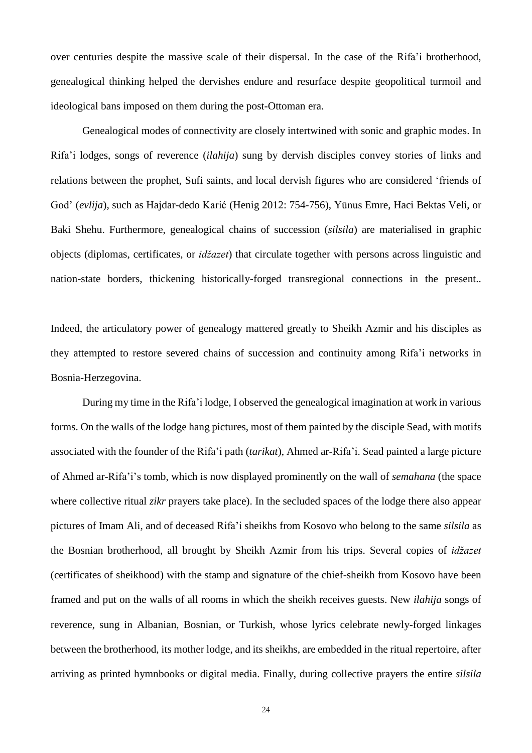over centuries despite the massive scale of their dispersal. In the case of the Rifa'i brotherhood, genealogical thinking helped the dervishes endure and resurface despite geopolitical turmoil and ideological bans imposed on them during the post-Ottoman era.

Genealogical modes of connectivity are closely intertwined with sonic and graphic modes. In Rifa'i lodges, songs of reverence (*ilahija*) sung by dervish disciples convey stories of links and relations between the prophet, Sufi saints, and local dervish figures who are considered 'friends of God' (*evlija*), such as Hajdar-dedo Karić (Henig 2012: 754-756), Yūnus Emre, Haci Bektas Veli, or Baki Shehu. Furthermore, genealogical chains of succession (*silsila*) are materialised in graphic objects (diplomas, certificates, or *idžazet*) that circulate together with persons across linguistic and nation-state borders, thickening historically-forged transregional connections in the present..

Indeed, the articulatory power of genealogy mattered greatly to Sheikh Azmir and his disciples as they attempted to restore severed chains of succession and continuity among Rifa'i networks in Bosnia-Herzegovina.

During my time in the Rifa'i lodge, I observed the genealogical imagination at work in various forms. On the walls of the lodge hang pictures, most of them painted by the disciple Sead, with motifs associated with the founder of the Rifa'i path (*tarikat*), Ahmed ar-Rifa'i. Sead painted a large picture of Ahmed ar-Rifa'i's tomb, which is now displayed prominently on the wall of *semahana* (the space where collective ritual *zikr* prayers take place). In the secluded spaces of the lodge there also appear pictures of Imam Ali, and of deceased Rifa'i sheikhs from Kosovo who belong to the same *silsila* as the Bosnian brotherhood, all brought by Sheikh Azmir from his trips. Several copies of *idžazet* (certificates of sheikhood) with the stamp and signature of the chief-sheikh from Kosovo have been framed and put on the walls of all rooms in which the sheikh receives guests. New *ilahija* songs of reverence, sung in Albanian, Bosnian, or Turkish, whose lyrics celebrate newly-forged linkages between the brotherhood, its mother lodge, and its sheikhs, are embedded in the ritual repertoire, after arriving as printed hymnbooks or digital media. Finally, during collective prayers the entire *silsila*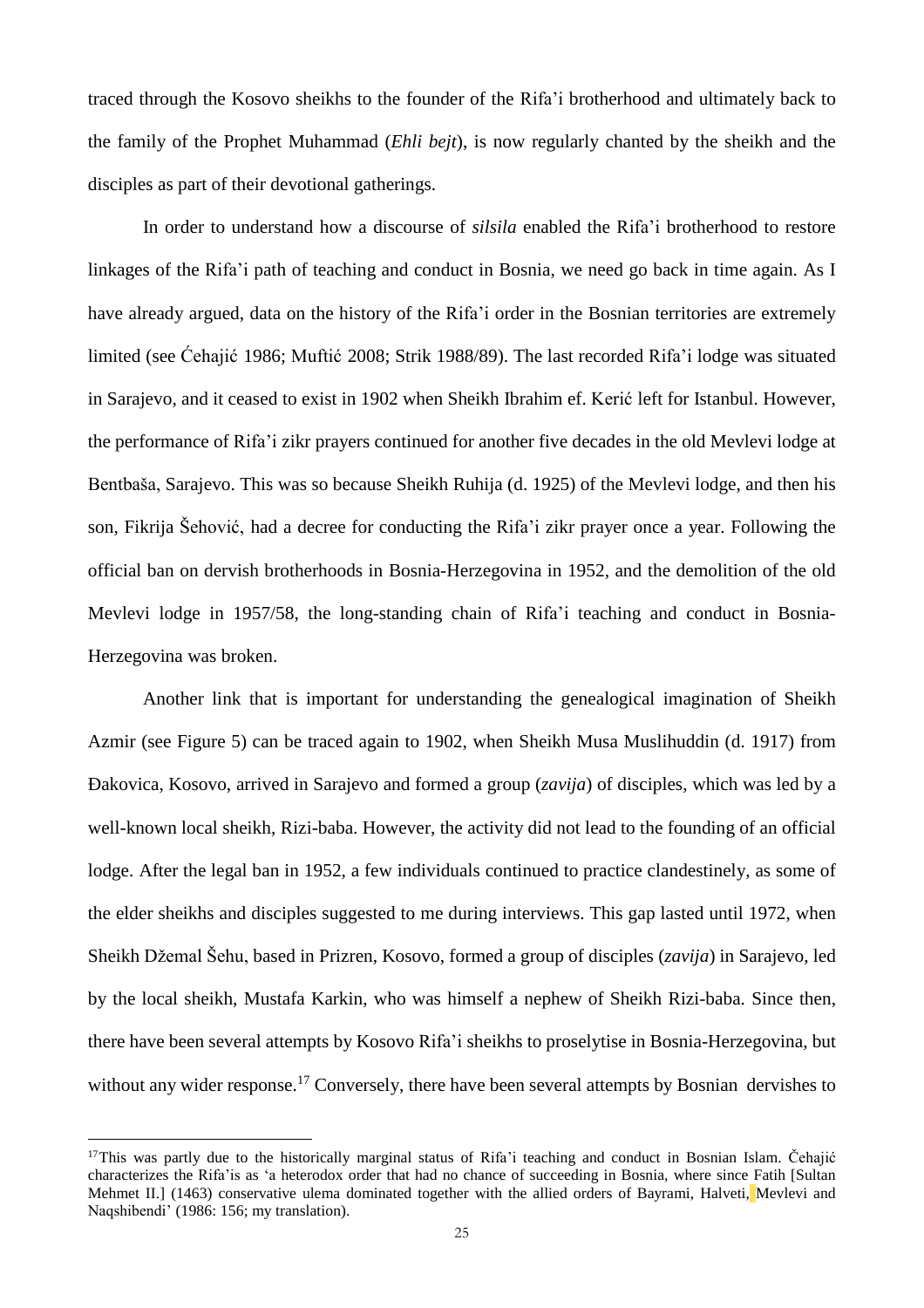traced through the Kosovo sheikhs to the founder of the Rifa'i brotherhood and ultimately back to the family of the Prophet Muhammad (*Ehli bejt*), is now regularly chanted by the sheikh and the disciples as part of their devotional gatherings.

In order to understand how a discourse of *silsila* enabled the Rifa'i brotherhood to restore linkages of the Rifa'i path of teaching and conduct in Bosnia, we need go back in time again. As I have already argued, data on the history of the Rifa'i order in the Bosnian territories are extremely limited (see Ćehajić 1986; Muftić 2008; Strik 1988/89). The last recorded Rifa'i lodge was situated in Sarajevo, and it ceased to exist in 1902 when Sheikh Ibrahim ef. Kerić left for Istanbul. However, the performance of Rifa'i zikr prayers continued for another five decades in the old Mevlevi lodge at Bentbaša, Sarajevo. This was so because Sheikh Ruhija (d. 1925) of the Mevlevi lodge, and then his son, Fikrija Šehović, had a decree for conducting the Rifa'i zikr prayer once a year. Following the official ban on dervish brotherhoods in Bosnia-Herzegovina in 1952, and the demolition of the old Mevlevi lodge in 1957/58, the long-standing chain of Rifa'i teaching and conduct in Bosnia-Herzegovina was broken.

Another link that is important for understanding the genealogical imagination of Sheikh Azmir (see Figure 5) can be traced again to 1902, when Sheikh Musa Muslihuddin (d. 1917) from Đakovica, Kosovo, arrived in Sarajevo and formed a group (*zavija*) of disciples, which was led by a well-known local sheikh, Rizi-baba. However, the activity did not lead to the founding of an official lodge. After the legal ban in 1952, a few individuals continued to practice clandestinely, as some of the elder sheikhs and disciples suggested to me during interviews. This gap lasted until 1972, when Sheikh Džemal Šehu, based in Prizren, Kosovo, formed a group of disciples (*zavija*) in Sarajevo, led by the local sheikh, Mustafa Karkin, who was himself a nephew of Sheikh Rizi-baba. Since then, there have been several attempts by Kosovo Rifa'i sheikhs to proselytise in Bosnia-Herzegovina, but without any wider response.[17] Conversely, there have been several attempts by Bosnian dervishes to

---

[17] This was partly due to the historically marginal status of Rifa'i teaching and conduct in Bosnian Islam. Čehajić characterizes the Rifa'is as 'a heterodox order that had no chance of succeeding in Bosnia, where since Fatih [Sultan Mehmet II.] (1463) conservative ulema dominated together with the allied orders of Bayrami, Halveti, Mevlevi and Naqshibendi' (1986: 156; my translation).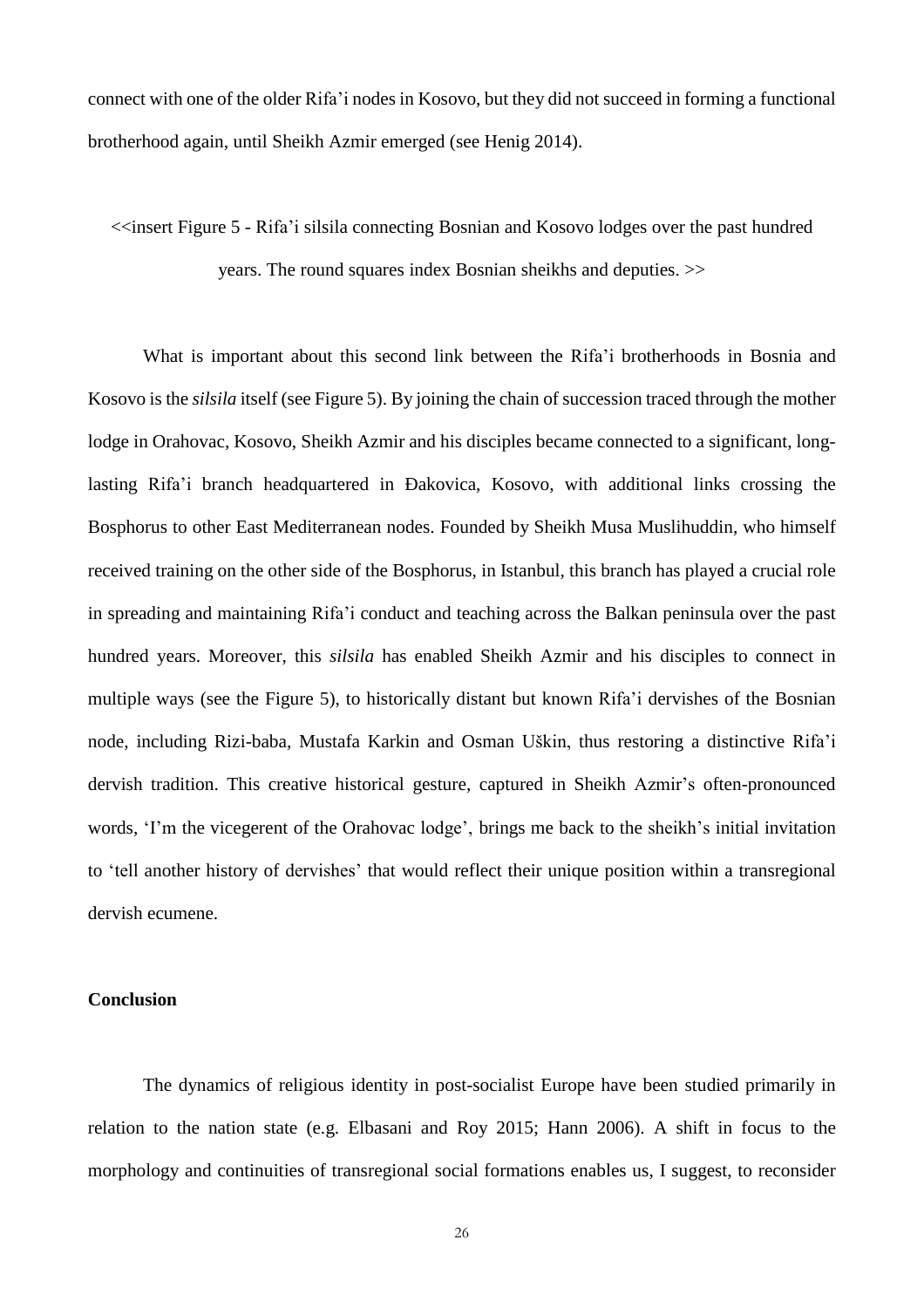connect with one of the older Rifa'i nodes in Kosovo, but they did not succeed in forming a functional brotherhood again, until Sheikh Azmir emerged (see Henig 2014).

<<insert Figure 5 - Rifa'i silsila connecting Bosnian and Kosovo lodges over the past hundred years. The round squares index Bosnian sheikhs and deputies. >>

What is important about this second link between the Rifa'i brotherhoods in Bosnia and Kosovo is the *silsila* itself (see Figure 5). By joining the chain of succession traced through the mother lodge in Orahovac, Kosovo, Sheikh Azmir and his disciples became connected to a significant, long-lasting Rifa'i branch headquartered in Đakovica, Kosovo, with additional links crossing the Bosphorus to other East Mediterranean nodes. Founded by Sheikh Musa Muslihuddin, who himself received training on the other side of the Bosphorus, in Istanbul, this branch has played a crucial role in spreading and maintaining Rifa'i conduct and teaching across the Balkan peninsula over the past hundred years. Moreover, this *silsila* has enabled Sheikh Azmir and his disciples to connect in multiple ways (see the Figure 5), to historically distant but known Rifa'i dervishes of the Bosnian node, including Rizi-baba, Mustafa Karkin and Osman Uškin, thus restoring a distinctive Rifa'i dervish tradition. This creative historical gesture, captured in Sheikh Azmir's often-pronounced words, 'I'm the vicegerent of the Orahovac lodge', brings me back to the sheikh's initial invitation to 'tell another history of dervishes' that would reflect their unique position within a transregional dervish ecumene.

## Conclusion

The dynamics of religious identity in post-socialist Europe have been studied primarily in relation to the nation state (e.g. Elbasani and Roy 2015; Hann 2006). A shift in focus to the morphology and continuities of transregional social formations enables us, I suggest, to reconsider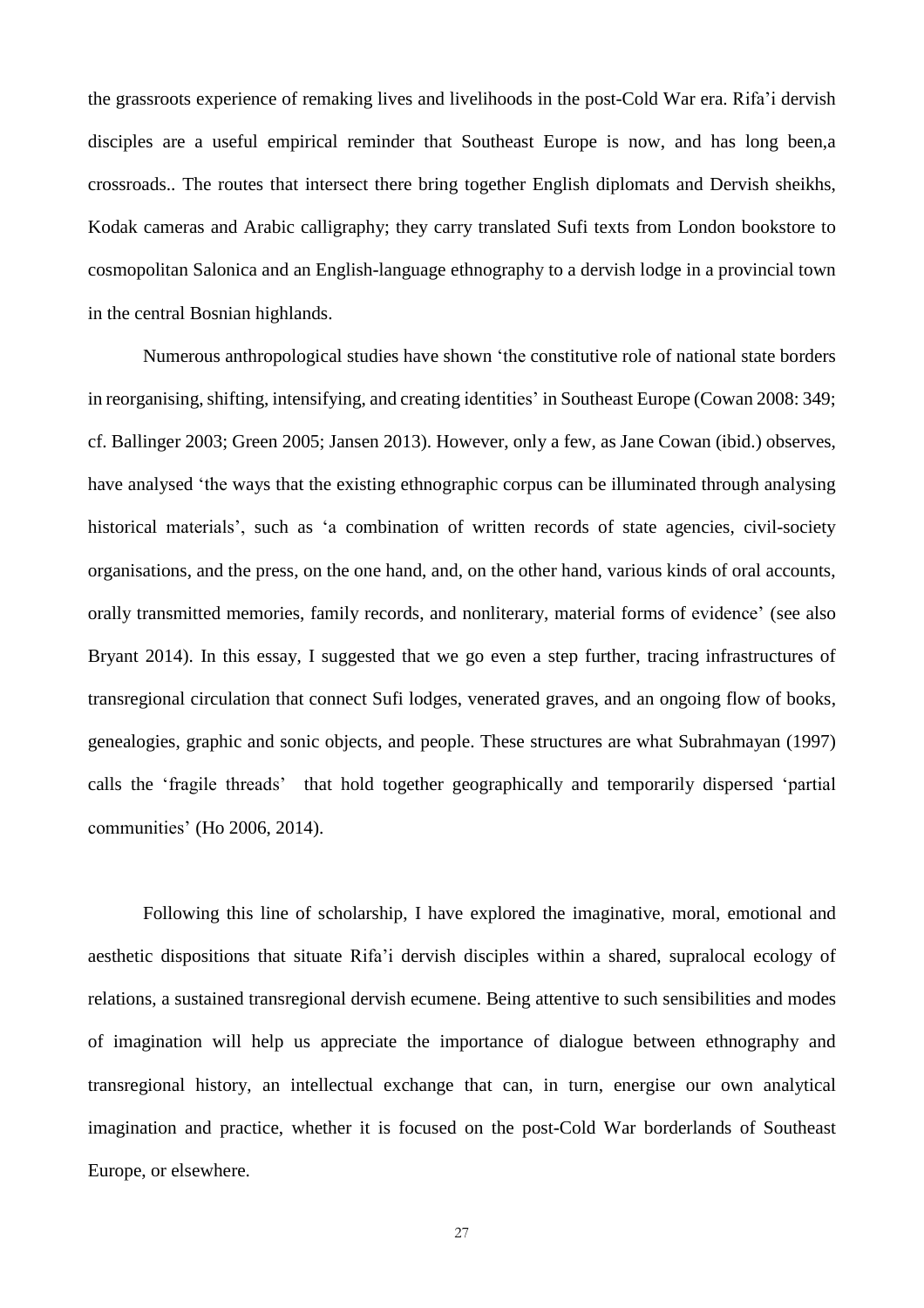the grassroots experience of remaking lives and livelihoods in the post-Cold War era. Rifa'i dervish disciples are a useful empirical reminder that Southeast Europe is now, and has long been,a crossroads.. The routes that intersect there bring together English diplomats and Dervish sheikhs, Kodak cameras and Arabic calligraphy; they carry translated Sufi texts from London bookstore to cosmopolitan Salonica and an English-language ethnography to a dervish lodge in a provincial town in the central Bosnian highlands.

Numerous anthropological studies have shown 'the constitutive role of national state borders in reorganising, shifting, intensifying, and creating identities' in Southeast Europe (Cowan 2008: 349; cf. Ballinger 2003; Green 2005; Jansen 2013). However, only a few, as Jane Cowan (ibid.) observes, have analysed 'the ways that the existing ethnographic corpus can be illuminated through analysing historical materials', such as 'a combination of written records of state agencies, civil-society organisations, and the press, on the one hand, and, on the other hand, various kinds of oral accounts, orally transmitted memories, family records, and nonliterary, material forms of evidence' (see also Bryant 2014). In this essay, I suggested that we go even a step further, tracing infrastructures of transregional circulation that connect Sufi lodges, venerated graves, and an ongoing flow of books, genealogies, graphic and sonic objects, and people. These structures are what Subrahmayan (1997) calls the 'fragile threads' that hold together geographically and temporarily dispersed 'partial communities' (Ho 2006, 2014).

Following this line of scholarship, I have explored the imaginative, moral, emotional and aesthetic dispositions that situate Rifa'i dervish disciples within a shared, supralocal ecology of relations, a sustained transregional dervish ecumene. Being attentive to such sensibilities and modes of imagination will help us appreciate the importance of dialogue between ethnography and transregional history, an intellectual exchange that can, in turn, energise our own analytical imagination and practice, whether it is focused on the post-Cold War borderlands of Southeast Europe, or elsewhere.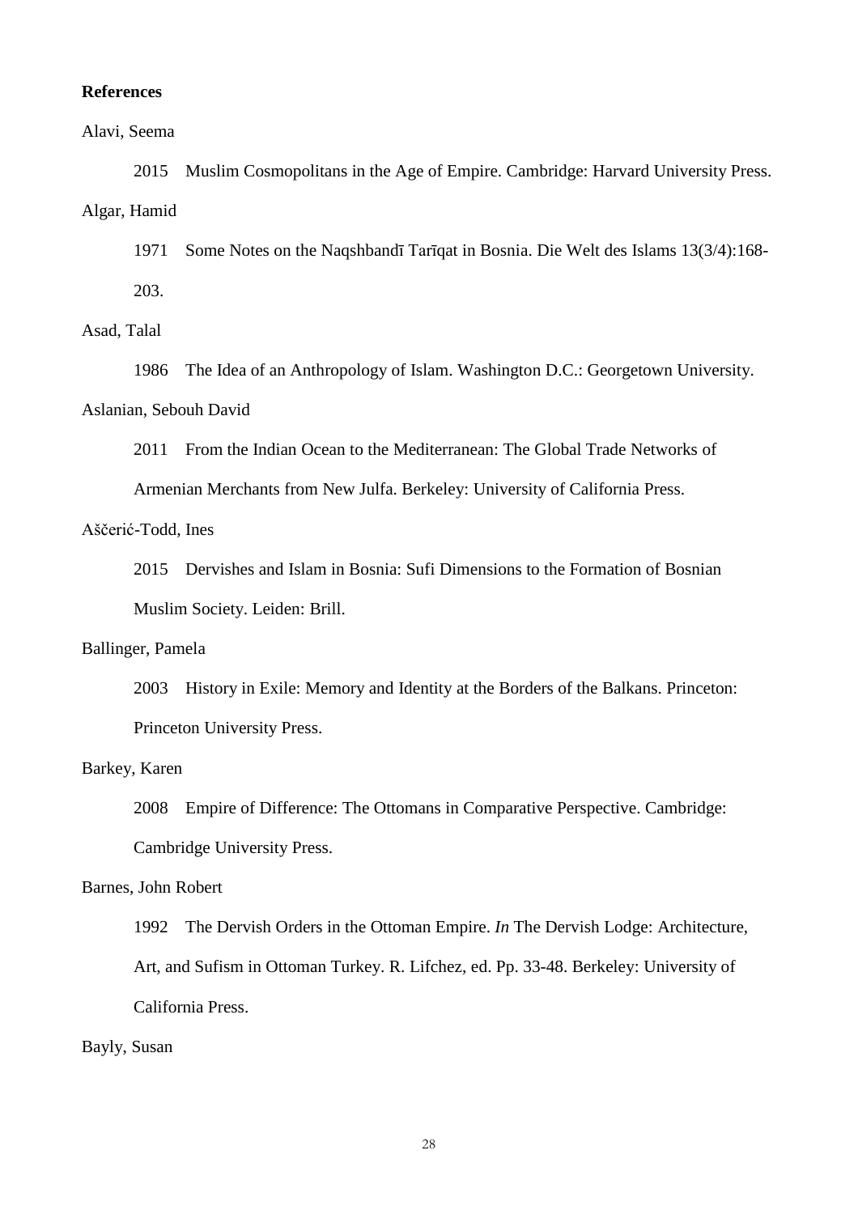**References**

Alavi, Seema

2015 Muslim Cosmopolitans in the Age of Empire. Cambridge: Harvard University Press.

Algar, Hamid

1971 Some Notes on the Naqshbandī Tarīqat in Bosnia. Die Welt des Islams 13(3/4):168-203.

Asad, Talal

1986 The Idea of an Anthropology of Islam. Washington D.C.: Georgetown University.

Aslanian, Sebouh David

2011 From the Indian Ocean to the Mediterranean: The Global Trade Networks of Armenian Merchants from New Julfa. Berkeley: University of California Press.

Aščerić-Todd, Ines

2015 Dervishes and Islam in Bosnia: Sufi Dimensions to the Formation of Bosnian Muslim Society. Leiden: Brill.

Ballinger, Pamela

2003 History in Exile: Memory and Identity at the Borders of the Balkans. Princeton: Princeton University Press.

Barkey, Karen

2008 Empire of Difference: The Ottomans in Comparative Perspective. Cambridge: Cambridge University Press.

Barnes, John Robert

1992 The Dervish Orders in the Ottoman Empire. *In* The Dervish Lodge: Architecture, Art, and Sufism in Ottoman Turkey. R. Lifchez, ed. Pp. 33-48. Berkeley: University of California Press.

Bayly, Susan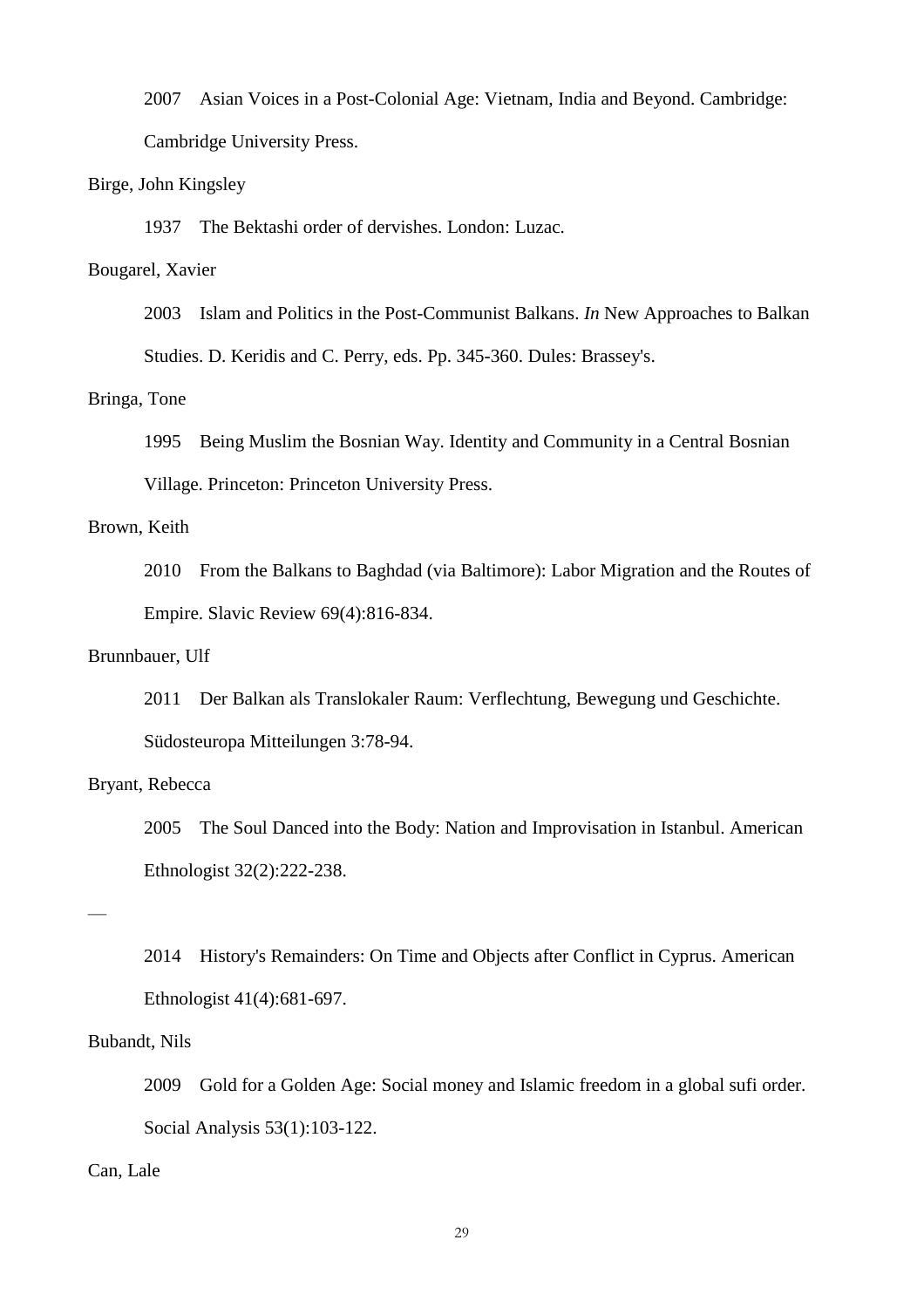2007 Asian Voices in a Post-Colonial Age: Vietnam, India and Beyond. Cambridge: Cambridge University Press.

Birge, John Kingsley

1937 The Bektashi order of dervishes. London: Luzac.

Bougarel, Xavier

2003 Islam and Politics in the Post-Communist Balkans. *In* New Approaches to Balkan Studies. D. Keridis and C. Perry, eds. Pp. 345-360. Dules: Brassey's.

Bringa, Tone

1995 Being Muslim the Bosnian Way. Identity and Community in a Central Bosnian Village. Princeton: Princeton University Press.

Brown, Keith

2010 From the Balkans to Baghdad (via Baltimore): Labor Migration and the Routes of Empire. Slavic Review 69(4):816-834.

Brunnbauer, Ulf

2011 Der Balkan als Translokaler Raum: Verflechtung, Bewegung und Geschichte. Südosteuropa Mitteilungen 3:78-94.

Bryant, Rebecca

2005 The Soul Danced into the Body: Nation and Improvisation in Istanbul. American Ethnologist 32(2):222-238.

—

2014 History's Remainders: On Time and Objects after Conflict in Cyprus. American Ethnologist 41(4):681-697.

Bubandt, Nils

2009 Gold for a Golden Age: Social money and Islamic freedom in a global sufi order. Social Analysis 53(1):103-122.

Can, Lale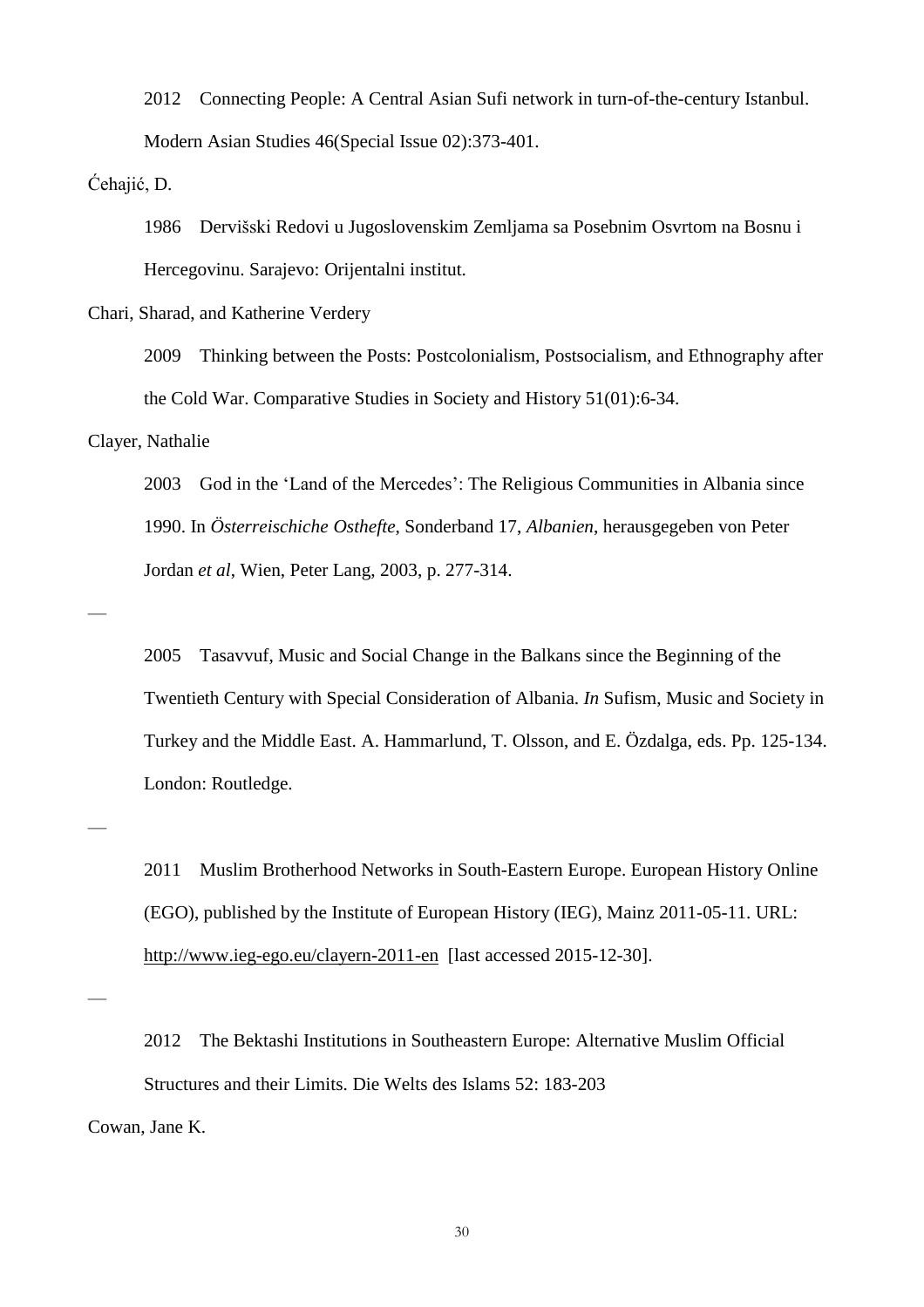2012 Connecting People: A Central Asian Sufi network in turn-of-the-century Istanbul. Modern Asian Studies 46(Special Issue 02):373-401.

Ćehajić, D.

1986 Dervišski Redovi u Jugoslovenskim Zemljama sa Posebnim Osvrtom na Bosnu i Hercegovinu. Sarajevo: Orijentalni institut.

Chari, Sharad, and Katherine Verdery

2009 Thinking between the Posts: Postcolonialism, Postsocialism, and Ethnography after the Cold War. Comparative Studies in Society and History 51(01):6-34.

Clayer, Nathalie

2003 God in the 'Land of the Mercedes': The Religious Communities in Albania since 1990. In *Österreischiche Osthefte*, Sonderband 17, *Albanien*, herausgegeben von Peter Jordan *et al*, Wien, Peter Lang, 2003, p. 277-314.

—

2005 Tasavvuf, Music and Social Change in the Balkans since the Beginning of the Twentieth Century with Special Consideration of Albania. *In* Sufism, Music and Society in Turkey and the Middle East. A. Hammarlund, T. Olsson, and E. Özdalga, eds. Pp. 125-134. London: Routledge.

—

2011 Muslim Brotherhood Networks in South-Eastern Europe. European History Online (EGO), published by the Institute of European History (IEG), Mainz 2011-05-11. URL: http://www.ieg-ego.eu/clayern-2011-en [last accessed 2015-12-30].

—

2012 The Bektashi Institutions in Southeastern Europe: Alternative Muslim Official Structures and their Limits. Die Welts des Islams 52: 183-203

Cowan, Jane K.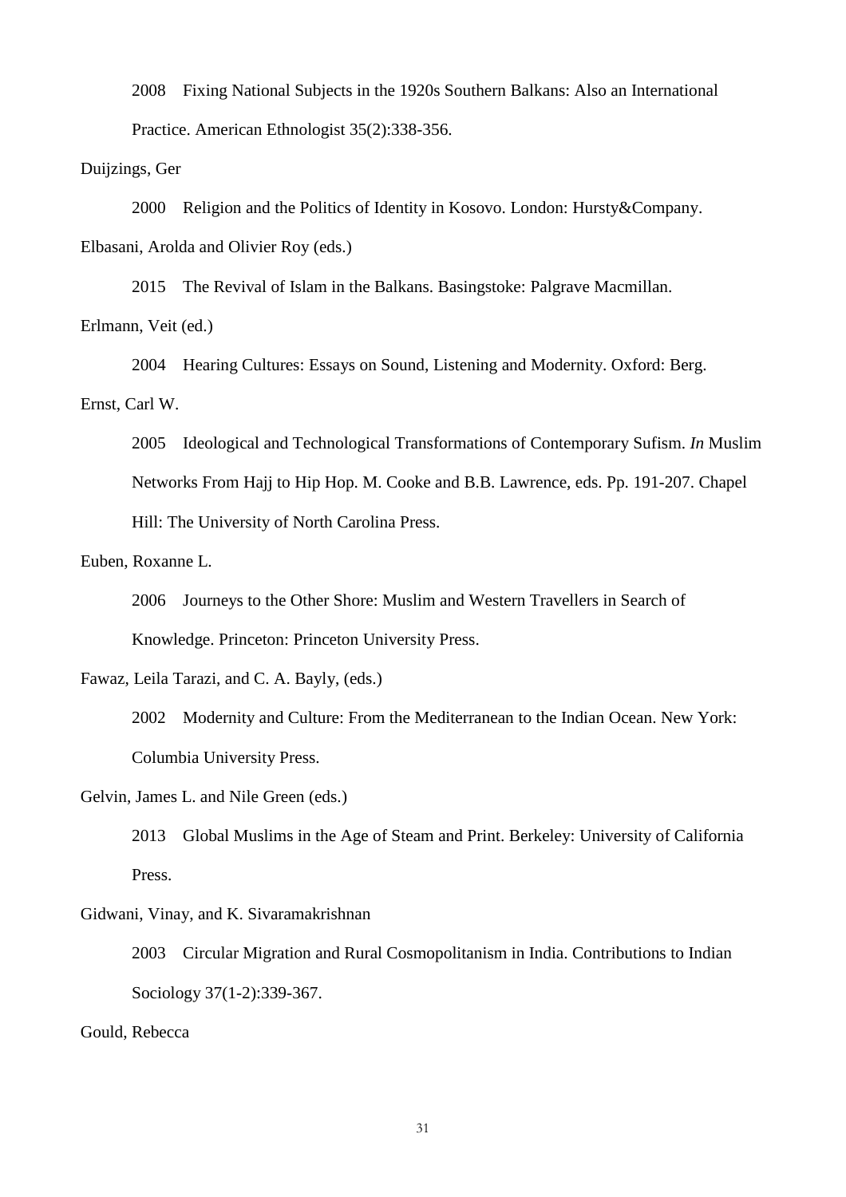2008 Fixing National Subjects in the 1920s Southern Balkans: Also an International Practice. American Ethnologist 35(2):338-356.

Duijzings, Ger

2000 Religion and the Politics of Identity in Kosovo. London: Hursty&Company.

Elbasani, Arolda and Olivier Roy (eds.)

2015 The Revival of Islam in the Balkans. Basingstoke: Palgrave Macmillan.

Erlmann, Veit (ed.)

2004 Hearing Cultures: Essays on Sound, Listening and Modernity. Oxford: Berg.

Ernst, Carl W.

2005 Ideological and Technological Transformations of Contemporary Sufism. *In* Muslim Networks From Hajj to Hip Hop. M. Cooke and B.B. Lawrence, eds. Pp. 191-207. Chapel Hill: The University of North Carolina Press.

Euben, Roxanne L.

2006 Journeys to the Other Shore: Muslim and Western Travellers in Search of Knowledge. Princeton: Princeton University Press.

Fawaz, Leila Tarazi, and C. A. Bayly, (eds.)

2002 Modernity and Culture: From the Mediterranean to the Indian Ocean. New York: Columbia University Press.

Gelvin, James L. and Nile Green (eds.)

2013 Global Muslims in the Age of Steam and Print. Berkeley: University of California Press.

Gidwani, Vinay, and K. Sivaramakrishnan

2003 Circular Migration and Rural Cosmopolitanism in India. Contributions to Indian Sociology 37(1-2):339-367.

Gould, Rebecca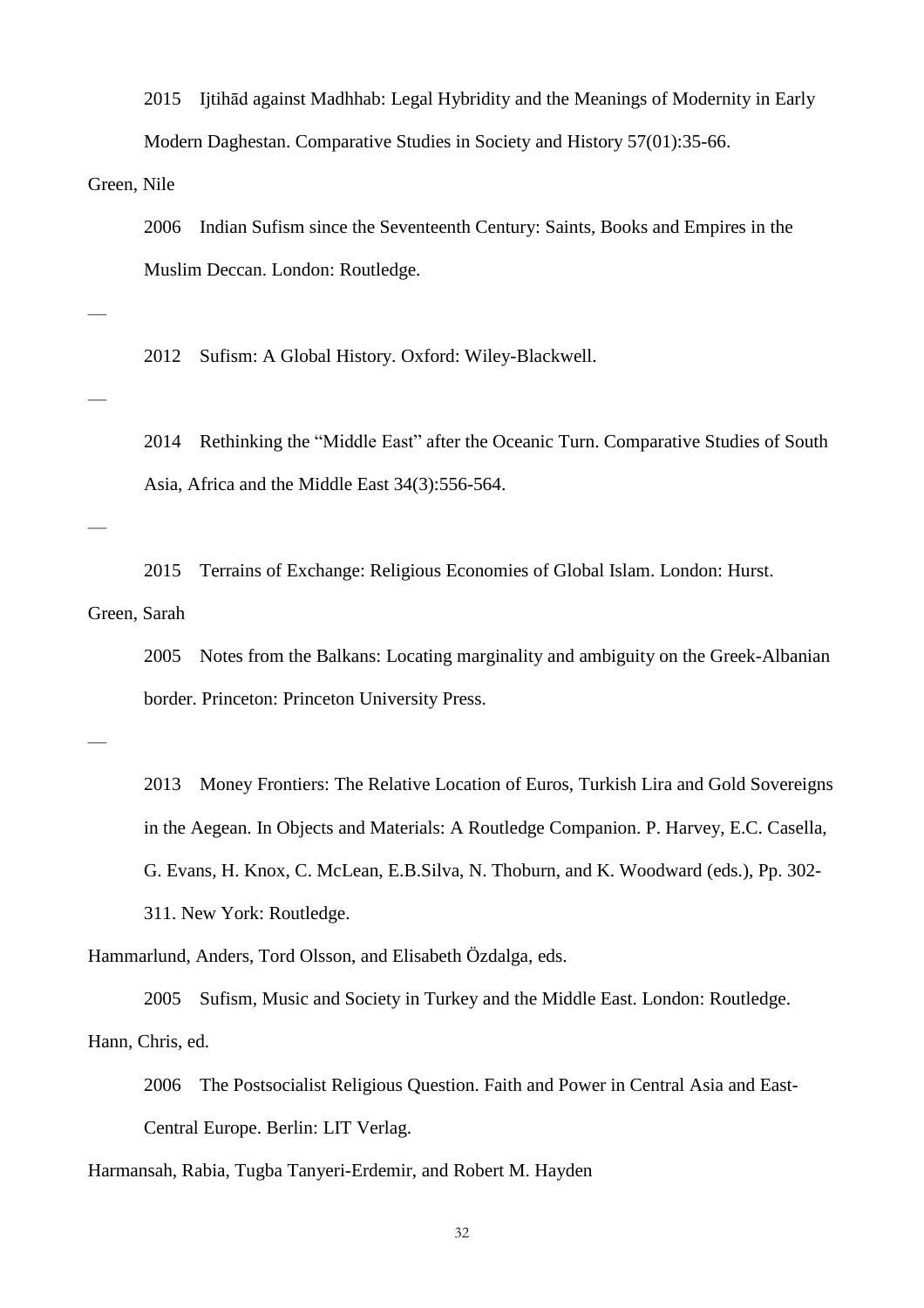2015 Ijtihād against Madhhab: Legal Hybridity and the Meanings of Modernity in Early Modern Daghestan. Comparative Studies in Society and History 57(01):35-66.

Green, Nile

2006 Indian Sufism since the Seventeenth Century: Saints, Books and Empires in the Muslim Deccan. London: Routledge.

—

2012 Sufism: A Global History. Oxford: Wiley-Blackwell.

—

2014 Rethinking the "Middle East" after the Oceanic Turn. Comparative Studies of South Asia, Africa and the Middle East 34(3):556-564.

—

2015 Terrains of Exchange: Religious Economies of Global Islam. London: Hurst.

Green, Sarah

2005 Notes from the Balkans: Locating marginality and ambiguity on the Greek-Albanian border. Princeton: Princeton University Press.

—

2013 Money Frontiers: The Relative Location of Euros, Turkish Lira and Gold Sovereigns in the Aegean. In Objects and Materials: A Routledge Companion. P. Harvey, E.C. Casella, G. Evans, H. Knox, C. McLean, E.B.Silva, N. Thoburn, and K. Woodward (eds.), Pp. 302-311. New York: Routledge.

Hammarlund, Anders, Tord Olsson, and Elisabeth Özdalga, eds.

2005 Sufism, Music and Society in Turkey and the Middle East. London: Routledge.

Hann, Chris, ed.

2006 The Postsocialist Religious Question. Faith and Power in Central Asia and East-Central Europe. Berlin: LIT Verlag.

Harmansah, Rabia, Tugba Tanyeri-Erdemir, and Robert M. Hayden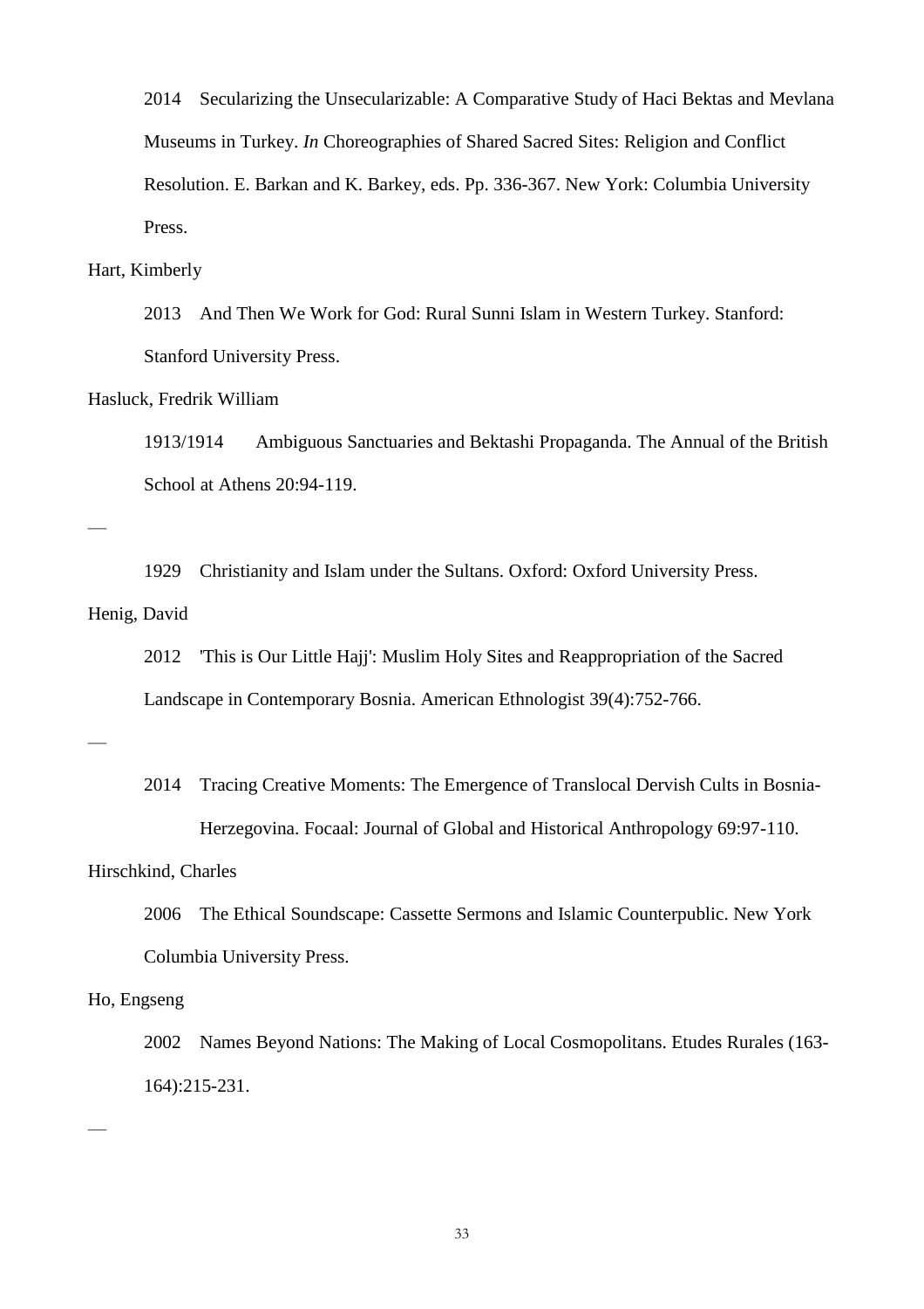2014 Secularizing the Unsecularizable: A Comparative Study of Haci Bektas and Mevlana Museums in Turkey. *In* Choreographies of Shared Sacred Sites: Religion and Conflict Resolution. E. Barkan and K. Barkey, eds. Pp. 336-367. New York: Columbia University Press.

Hart, Kimberly

2013 And Then We Work for God: Rural Sunni Islam in Western Turkey. Stanford: Stanford University Press.

Hasluck, Fredrik William

1913/1914 Ambiguous Sanctuaries and Bektashi Propaganda. The Annual of the British School at Athens 20:94-119.

—

1929 Christianity and Islam under the Sultans. Oxford: Oxford University Press.

Henig, David

2012 'This is Our Little Hajj': Muslim Holy Sites and Reappropriation of the Sacred Landscape in Contemporary Bosnia. American Ethnologist 39(4):752-766.

—

2014 Tracing Creative Moments: The Emergence of Translocal Dervish Cults in Bosnia-Herzegovina. Focaal: Journal of Global and Historical Anthropology 69:97-110.

Hirschkind, Charles

2006 The Ethical Soundscape: Cassette Sermons and Islamic Counterpublic. New York Columbia University Press.

Ho, Engseng

2002 Names Beyond Nations: The Making of Local Cosmopolitans. Etudes Rurales (163-164):215-231.

—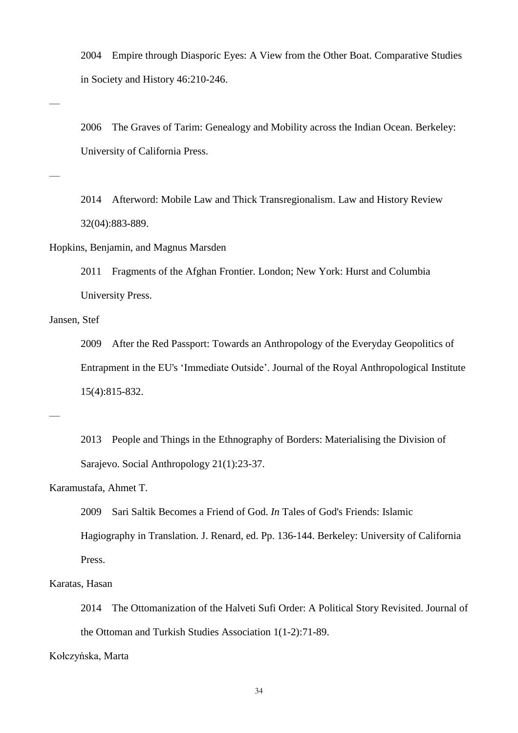2004 Empire through Diasporic Eyes: A View from the Other Boat. Comparative Studies in Society and History 46:210-246.

—

2006 The Graves of Tarim: Genealogy and Mobility across the Indian Ocean. Berkeley: University of California Press.

—

2014 Afterword: Mobile Law and Thick Transregionalism. Law and History Review 32(04):883-889.

Hopkins, Benjamin, and Magnus Marsden

2011 Fragments of the Afghan Frontier. London; New York: Hurst and Columbia University Press.

Jansen, Stef

2009 After the Red Passport: Towards an Anthropology of the Everyday Geopolitics of Entrapment in the EU's 'Immediate Outside'. Journal of the Royal Anthropological Institute 15(4):815-832.

—

2013 People and Things in the Ethnography of Borders: Materialising the Division of Sarajevo. Social Anthropology 21(1):23-37.

Karamustafa, Ahmet T.

2009 Sari Saltik Becomes a Friend of God. *In* Tales of God's Friends: Islamic Hagiography in Translation. J. Renard, ed. Pp. 136-144. Berkeley: University of California Press.

Karatas, Hasan

2014 The Ottomanization of the Halveti Sufi Order: A Political Story Revisited. Journal of the Ottoman and Turkish Studies Association 1(1-2):71-89.

Kołczyńska, Marta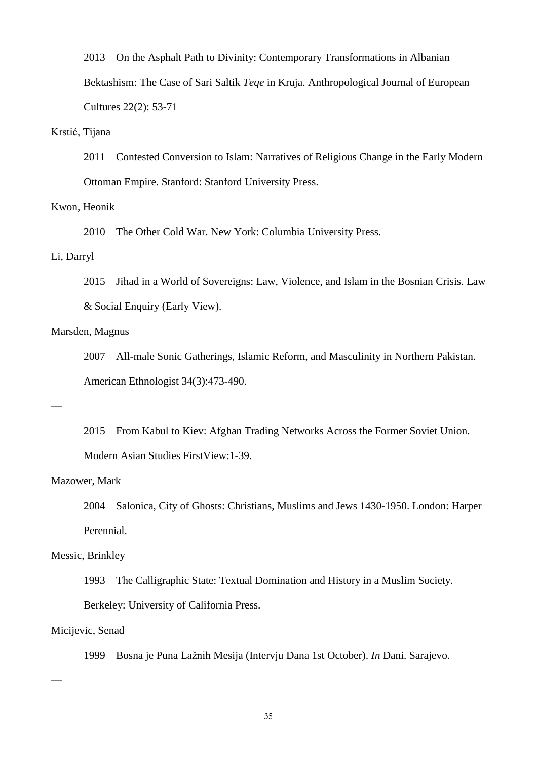2013 On the Asphalt Path to Divinity: Contemporary Transformations in Albanian Bektashism: The Case of Sari Saltik *Teqe* in Kruja. Anthropological Journal of European Cultures 22(2): 53-71

Krstić, Tijana

2011 Contested Conversion to Islam: Narratives of Religious Change in the Early Modern Ottoman Empire. Stanford: Stanford University Press.

Kwon, Heonik

2010 The Other Cold War. New York: Columbia University Press.

Li, Darryl

2015 Jihad in a World of Sovereigns: Law, Violence, and Islam in the Bosnian Crisis. Law & Social Enquiry (Early View).

Marsden, Magnus

2007 All-male Sonic Gatherings, Islamic Reform, and Masculinity in Northern Pakistan. American Ethnologist 34(3):473-490.

—

2015 From Kabul to Kiev: Afghan Trading Networks Across the Former Soviet Union. Modern Asian Studies FirstView:1-39.

Mazower, Mark

2004 Salonica, City of Ghosts: Christians, Muslims and Jews 1430-1950. London: Harper Perennial.

Messic, Brinkley

1993 The Calligraphic State: Textual Domination and History in a Muslim Society. Berkeley: University of California Press.

Micijevic, Senad

1999 Bosna je Puna Lažnih Mesija (Intervju Dana 1st October). *In* Dani. Sarajevo.

—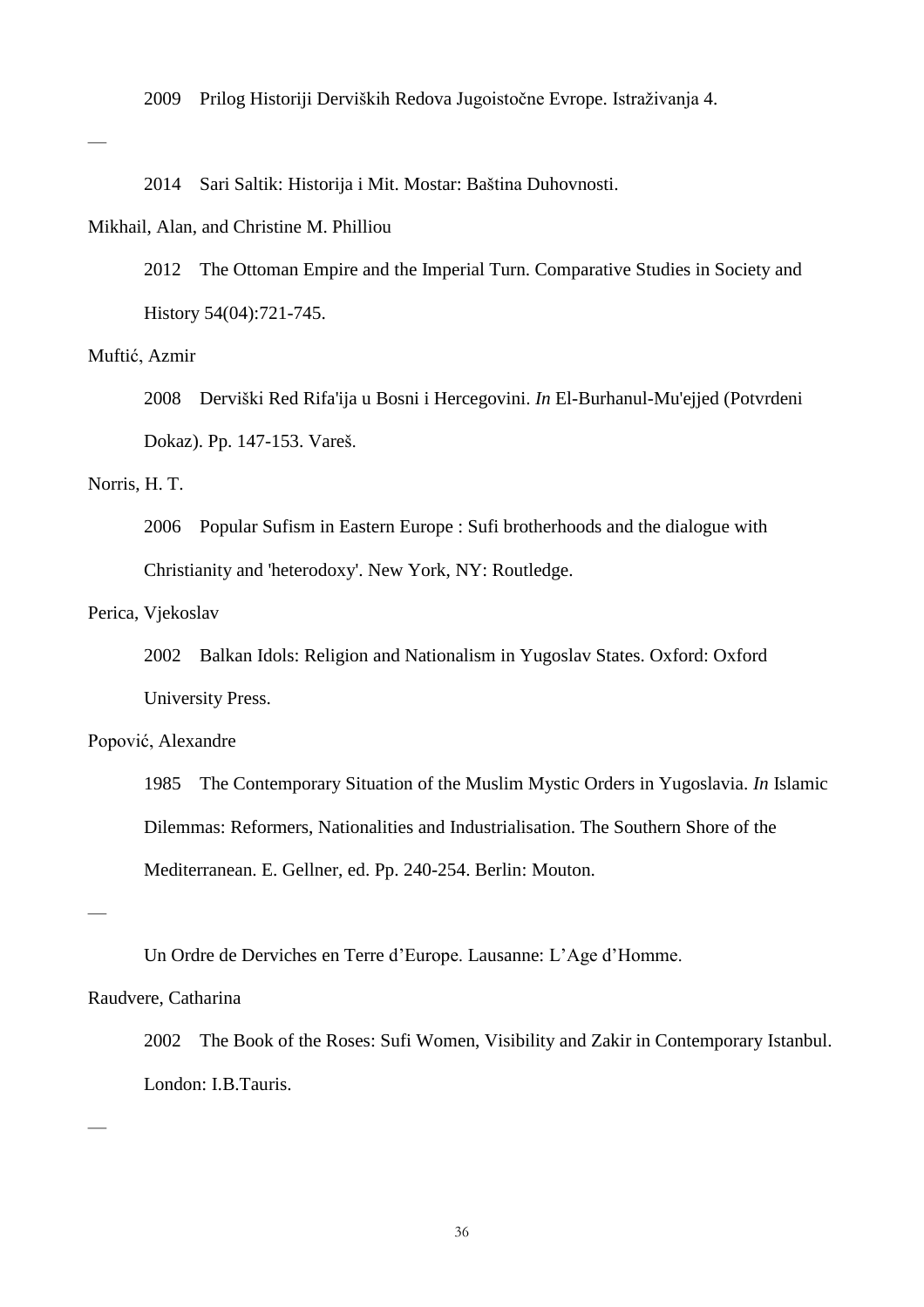2009 Prilog Historiji Derviških Redova Jugoistočne Evrope. Istraživanja 4.

—

2014 Sari Saltik: Historija i Mit. Mostar: Baština Duhovnosti.

Mikhail, Alan, and Christine M. Philliou

2012 The Ottoman Empire and the Imperial Turn. Comparative Studies in Society and History 54(04):721-745.

Muftić, Azmir

2008 Derviški Red Rifa'ija u Bosni i Hercegovini. *In* El-Burhanul-Mu'ejjed (Potvrdeni Dokaz). Pp. 147-153. Vareš.

Norris, H. T.

2006 Popular Sufism in Eastern Europe : Sufi brotherhoods and the dialogue with Christianity and 'heterodoxy'. New York, NY: Routledge.

Perica, Vjekoslav

2002 Balkan Idols: Religion and Nationalism in Yugoslav States. Oxford: Oxford University Press.

Popović, Alexandre

1985 The Contemporary Situation of the Muslim Mystic Orders in Yugoslavia. *In* Islamic Dilemmas: Reformers, Nationalities and Industrialisation. The Southern Shore of the Mediterranean. E. Gellner, ed. Pp. 240-254. Berlin: Mouton.

—

Un Ordre de Derviches en Terre d'Europe. Lausanne: L'Age d'Homme.

Raudvere, Catharina

2002 The Book of the Roses: Sufi Women, Visibility and Zakir in Contemporary Istanbul. London: I.B.Tauris.

—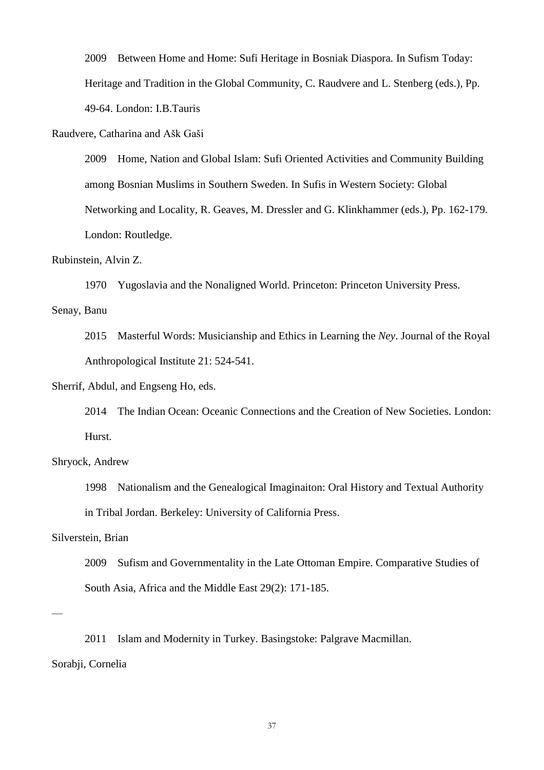2009 Between Home and Home: Sufi Heritage in Bosniak Diaspora. In Sufism Today: Heritage and Tradition in the Global Community, C. Raudvere and L. Stenberg (eds.), Pp. 49-64. London: I.B.Tauris

Raudvere, Catharina and Ašk Gaši

2009 Home, Nation and Global Islam: Sufi Oriented Activities and Community Building among Bosnian Muslims in Southern Sweden. In Sufis in Western Society: Global Networking and Locality, R. Geaves, M. Dressler and G. Klinkhammer (eds.), Pp. 162-179. London: Routledge.

Rubinstein, Alvin Z.

1970 Yugoslavia and the Nonaligned World. Princeton: Princeton University Press.

Senay, Banu

2015 Masterful Words: Musicianship and Ethics in Learning the *Ney*. Journal of the Royal Anthropological Institute 21: 524-541.

Sherrif, Abdul, and Engseng Ho, eds.

2014 The Indian Ocean: Oceanic Connections and the Creation of New Societies. London: Hurst.

Shryock, Andrew

1998 Nationalism and the Genealogical Imaginaiton: Oral History and Textual Authority in Tribal Jordan. Berkeley: University of California Press.

Silverstein, Brian

2009 Sufism and Governmentality in the Late Ottoman Empire. Comparative Studies of South Asia, Africa and the Middle East 29(2): 171-185.

—

2011 Islam and Modernity in Turkey. Basingstoke: Palgrave Macmillan.

Sorabji, Cornelia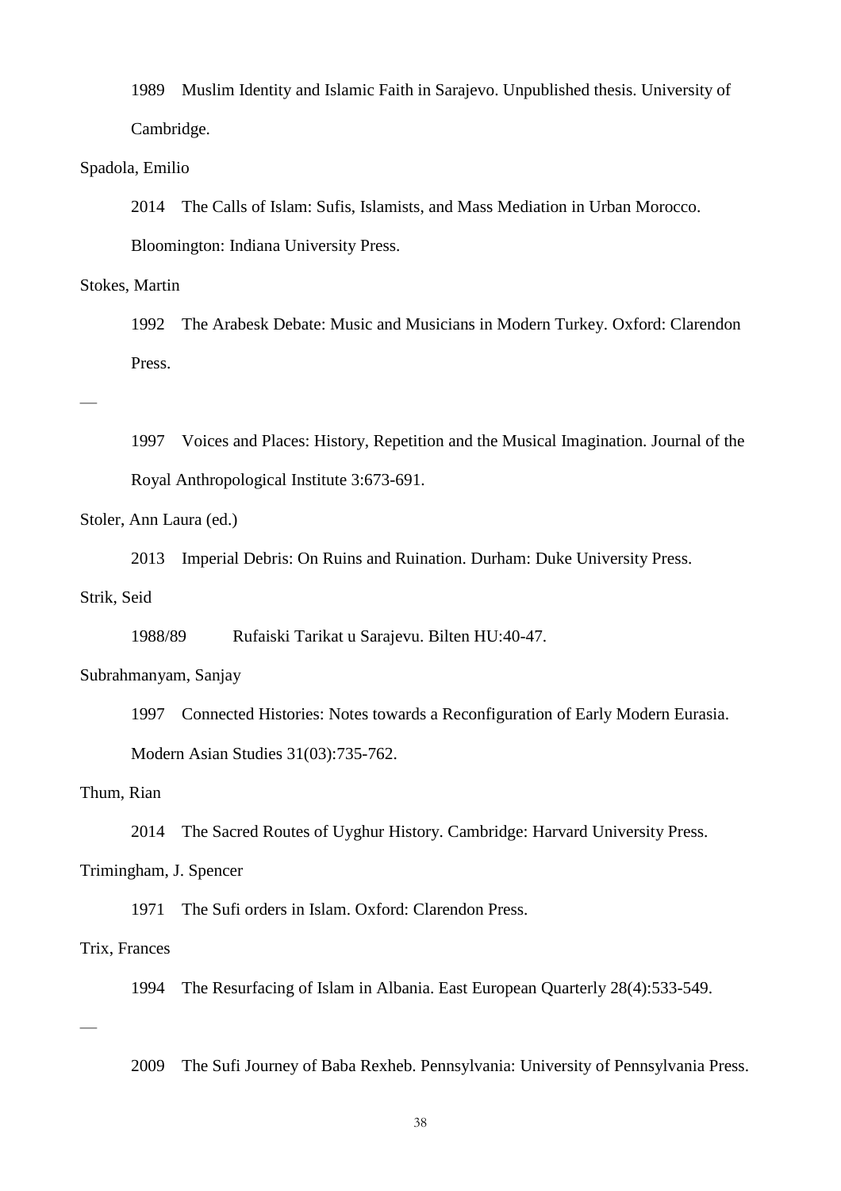1989 Muslim Identity and Islamic Faith in Sarajevo. Unpublished thesis. University of Cambridge.

Spadola, Emilio

2014 The Calls of Islam: Sufis, Islamists, and Mass Mediation in Urban Morocco. Bloomington: Indiana University Press.

Stokes, Martin

1992 The Arabesk Debate: Music and Musicians in Modern Turkey. Oxford: Clarendon Press.

—

1997 Voices and Places: History, Repetition and the Musical Imagination. Journal of the Royal Anthropological Institute 3:673-691.

Stoler, Ann Laura (ed.)

2013 Imperial Debris: On Ruins and Ruination. Durham: Duke University Press.

Strik, Seid

1988/89 Rufaiski Tarikat u Sarajevu. Bilten HU:40-47.

Subrahmanyam, Sanjay

1997 Connected Histories: Notes towards a Reconfiguration of Early Modern Eurasia. Modern Asian Studies 31(03):735-762.

Thum, Rian

2014 The Sacred Routes of Uyghur History. Cambridge: Harvard University Press.

Trimingham, J. Spencer

1971 The Sufi orders in Islam. Oxford: Clarendon Press.

Trix, Frances

1994 The Resurfacing of Islam in Albania. East European Quarterly 28(4):533-549.

—

2009 The Sufi Journey of Baba Rexheb. Pennsylvania: University of Pennsylvania Press.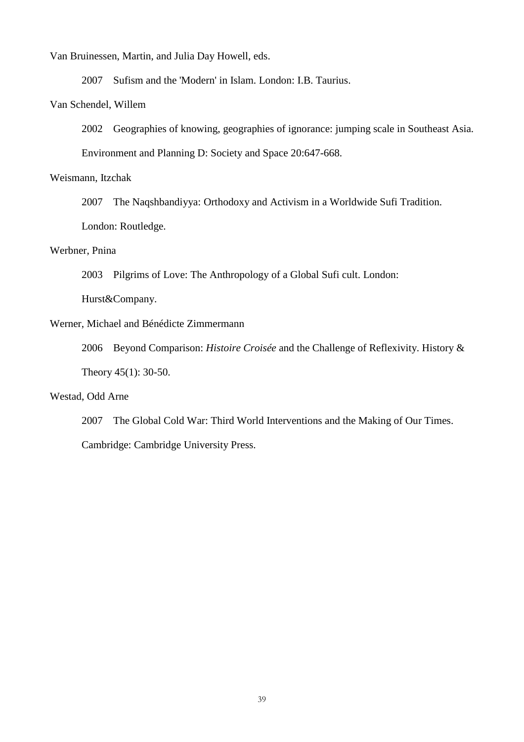Van Bruinessen, Martin, and Julia Day Howell, eds.

2007 Sufism and the 'Modern' in Islam. London: I.B. Taurius.

Van Schendel, Willem

2002 Geographies of knowing, geographies of ignorance: jumping scale in Southeast Asia. Environment and Planning D: Society and Space 20:647-668.

Weismann, Itzchak

2007 The Naqshbandiyya: Orthodoxy and Activism in a Worldwide Sufi Tradition. London: Routledge.

Werbner, Pnina

2003 Pilgrims of Love: The Anthropology of a Global Sufi cult. London: Hurst&Company.

Werner, Michael and Bénédicte Zimmermann

2006 Beyond Comparison: *Histoire Croisée* and the Challenge of Reflexivity. History & Theory 45(1): 30-50.

Westad, Odd Arne

2007 The Global Cold War: Third World Interventions and the Making of Our Times. Cambridge: Cambridge University Press.